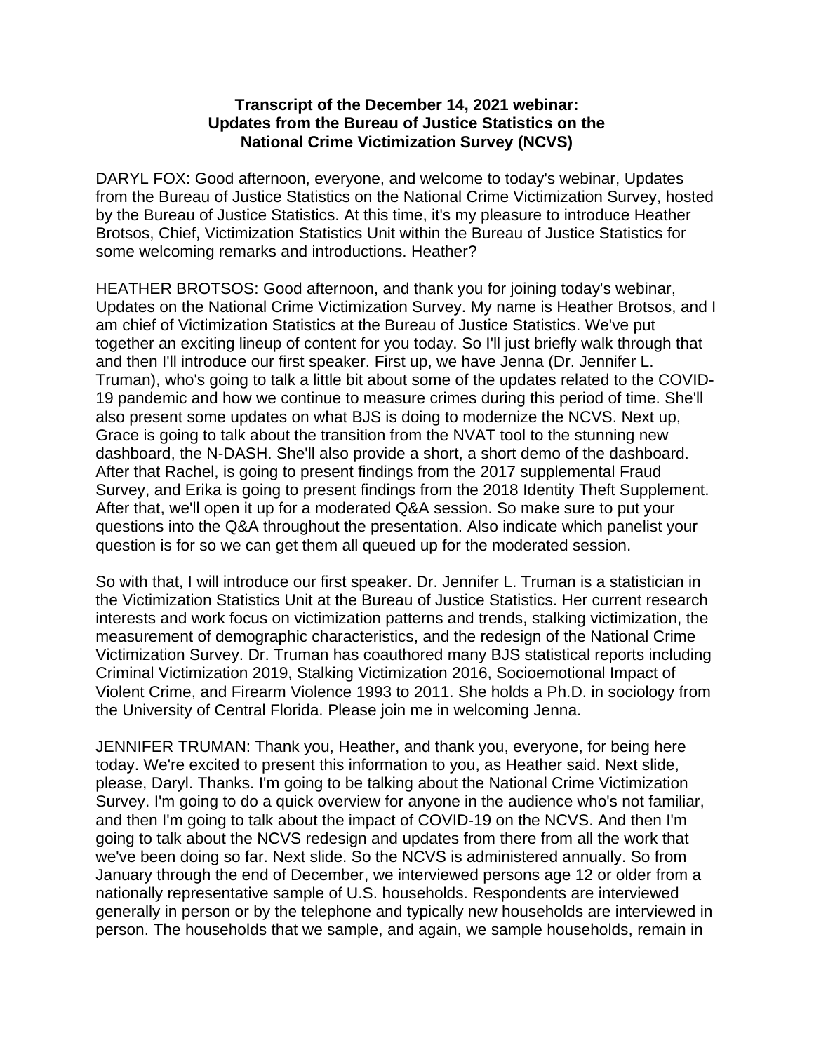**Transcript of the December 14, 2021 webinar:**
**Updates from the Bureau of Justice Statistics on the**
**National Crime Victimization Survey (NCVS)**

DARYL FOX: Good afternoon, everyone, and welcome to today's webinar, Updates from the Bureau of Justice Statistics on the National Crime Victimization Survey, hosted by the Bureau of Justice Statistics. At this time, it's my pleasure to introduce Heather Brotsos, Chief, Victimization Statistics Unit within the Bureau of Justice Statistics for some welcoming remarks and introductions. Heather?

HEATHER BROTSOS: Good afternoon, and thank you for joining today's webinar, Updates on the National Crime Victimization Survey. My name is Heather Brotsos, and I am chief of Victimization Statistics at the Bureau of Justice Statistics. We've put together an exciting lineup of content for you today. So I'll just briefly walk through that and then I'll introduce our first speaker. First up, we have Jenna (Dr. Jennifer L. Truman), who's going to talk a little bit about some of the updates related to the COVID-19 pandemic and how we continue to measure crimes during this period of time. She'll also present some updates on what BJS is doing to modernize the NCVS. Next up, Grace is going to talk about the transition from the NVAT tool to the stunning new dashboard, the N-DASH. She'll also provide a short, a short demo of the dashboard. After that Rachel, is going to present findings from the 2017 supplemental Fraud Survey, and Erika is going to present findings from the 2018 Identity Theft Supplement. After that, we'll open it up for a moderated Q&A session. So make sure to put your questions into the Q&A throughout the presentation. Also indicate which panelist your question is for so we can get them all queued up for the moderated session.

So with that, I will introduce our first speaker. Dr. Jennifer L. Truman is a statistician in the Victimization Statistics Unit at the Bureau of Justice Statistics. Her current research interests and work focus on victimization patterns and trends, stalking victimization, the measurement of demographic characteristics, and the redesign of the National Crime Victimization Survey. Dr. Truman has coauthored many BJS statistical reports including Criminal Victimization 2019, Stalking Victimization 2016, Socioemotional Impact of Violent Crime, and Firearm Violence 1993 to 2011. She holds a Ph.D. in sociology from the University of Central Florida. Please join me in welcoming Jenna.

JENNIFER TRUMAN: Thank you, Heather, and thank you, everyone, for being here today. We're excited to present this information to you, as Heather said. Next slide, please, Daryl. Thanks. I'm going to be talking about the National Crime Victimization Survey. I'm going to do a quick overview for anyone in the audience who's not familiar, and then I'm going to talk about the impact of COVID-19 on the NCVS. And then I'm going to talk about the NCVS redesign and updates from there from all the work that we've been doing so far. Next slide. So the NCVS is administered annually. So from January through the end of December, we interviewed persons age 12 or older from a nationally representative sample of U.S. households. Respondents are interviewed generally in person or by the telephone and typically new households are interviewed in person. The households that we sample, and again, we sample households, remain in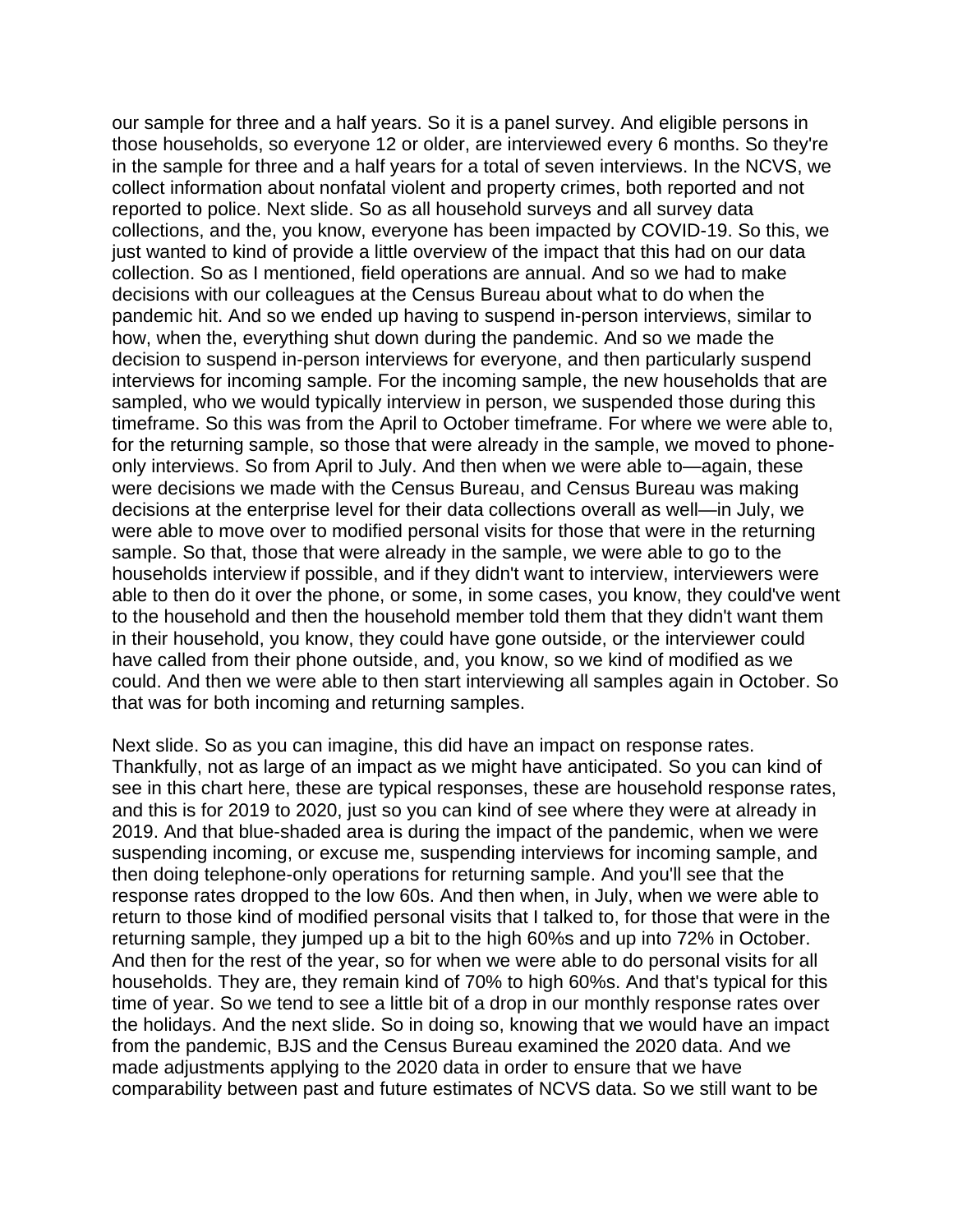our sample for three and a half years. So it is a panel survey. And eligible persons in those households, so everyone 12 or older, are interviewed every 6 months. So they're in the sample for three and a half years for a total of seven interviews. In the NCVS, we collect information about nonfatal violent and property crimes, both reported and not reported to police. Next slide. So as all household surveys and all survey data collections, and the, you know, everyone has been impacted by COVID-19. So this, we just wanted to kind of provide a little overview of the impact that this had on our data collection. So as I mentioned, field operations are annual. And so we had to make decisions with our colleagues at the Census Bureau about what to do when the pandemic hit. And so we ended up having to suspend in-person interviews, similar to how, when the, everything shut down during the pandemic. And so we made the decision to suspend in-person interviews for everyone, and then particularly suspend interviews for incoming sample. For the incoming sample, the new households that are sampled, who we would typically interview in person, we suspended those during this timeframe. So this was from the April to October timeframe. For where we were able to, for the returning sample, so those that were already in the sample, we moved to phone-only interviews. So from April to July. And then when we were able to—again, these were decisions we made with the Census Bureau, and Census Bureau was making decisions at the enterprise level for their data collections overall as well—in July, we were able to move over to modified personal visits for those that were in the returning sample. So that, those that were already in the sample, we were able to go to the households interview if possible, and if they didn't want to interview, interviewers were able to then do it over the phone, or some, in some cases, you know, they could've went to the household and then the household member told them that they didn't want them in their household, you know, they could have gone outside, or the interviewer could have called from their phone outside, and, you know, so we kind of modified as we could. And then we were able to then start interviewing all samples again in October. So that was for both incoming and returning samples.

Next slide. So as you can imagine, this did have an impact on response rates. Thankfully, not as large of an impact as we might have anticipated. So you can kind of see in this chart here, these are typical responses, these are household response rates, and this is for 2019 to 2020, just so you can kind of see where they were at already in 2019. And that blue-shaded area is during the impact of the pandemic, when we were suspending incoming, or excuse me, suspending interviews for incoming sample, and then doing telephone-only operations for returning sample. And you'll see that the response rates dropped to the low 60s. And then when, in July, when we were able to return to those kind of modified personal visits that I talked to, for those that were in the returning sample, they jumped up a bit to the high 60%s and up into 72% in October. And then for the rest of the year, so for when we were able to do personal visits for all households. They are, they remain kind of 70% to high 60%s. And that's typical for this time of year. So we tend to see a little bit of a drop in our monthly response rates over the holidays. And the next slide. So in doing so, knowing that we would have an impact from the pandemic, BJS and the Census Bureau examined the 2020 data. And we made adjustments applying to the 2020 data in order to ensure that we have comparability between past and future estimates of NCVS data. So we still want to be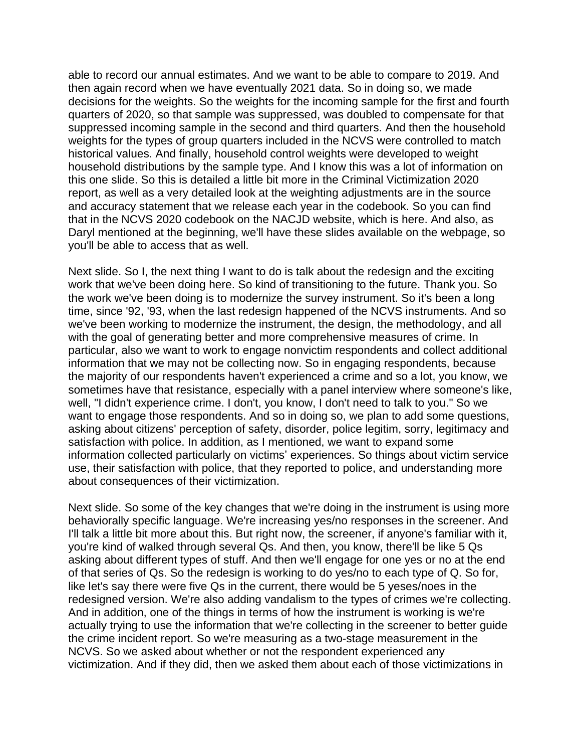able to record our annual estimates. And we want to be able to compare to 2019. And then again record when we have eventually 2021 data. So in doing so, we made decisions for the weights. So the weights for the incoming sample for the first and fourth quarters of 2020, so that sample was suppressed, was doubled to compensate for that suppressed incoming sample in the second and third quarters. And then the household weights for the types of group quarters included in the NCVS were controlled to match historical values. And finally, household control weights were developed to weight household distributions by the sample type. And I know this was a lot of information on this one slide. So this is detailed a little bit more in the Criminal Victimization 2020 report, as well as a very detailed look at the weighting adjustments are in the source and accuracy statement that we release each year in the codebook. So you can find that in the NCVS 2020 codebook on the NACJD website, which is here. And also, as Daryl mentioned at the beginning, we'll have these slides available on the webpage, so you'll be able to access that as well.

Next slide. So I, the next thing I want to do is talk about the redesign and the exciting work that we've been doing here. So kind of transitioning to the future. Thank you. So the work we've been doing is to modernize the survey instrument. So it's been a long time, since '92, '93, when the last redesign happened of the NCVS instruments. And so we've been working to modernize the instrument, the design, the methodology, and all with the goal of generating better and more comprehensive measures of crime. In particular, also we want to work to engage nonvictim respondents and collect additional information that we may not be collecting now. So in engaging respondents, because the majority of our respondents haven't experienced a crime and so a lot, you know, we sometimes have that resistance, especially with a panel interview where someone's like, well, "I didn't experience crime. I don't, you know, I don't need to talk to you." So we want to engage those respondents. And so in doing so, we plan to add some questions, asking about citizens' perception of safety, disorder, police legitim, sorry, legitimacy and satisfaction with police. In addition, as I mentioned, we want to expand some information collected particularly on victims' experiences. So things about victim service use, their satisfaction with police, that they reported to police, and understanding more about consequences of their victimization.

Next slide. So some of the key changes that we're doing in the instrument is using more behaviorally specific language. We're increasing yes/no responses in the screener. And I'll talk a little bit more about this. But right now, the screener, if anyone's familiar with it, you're kind of walked through several Qs. And then, you know, there'll be like 5 Qs asking about different types of stuff. And then we'll engage for one yes or no at the end of that series of Qs. So the redesign is working to do yes/no to each type of Q. So for, like let's say there were five Qs in the current, there would be 5 yeses/noes in the redesigned version. We're also adding vandalism to the types of crimes we're collecting. And in addition, one of the things in terms of how the instrument is working is we're actually trying to use the information that we're collecting in the screener to better guide the crime incident report. So we're measuring as a two-stage measurement in the NCVS. So we asked about whether or not the respondent experienced any victimization. And if they did, then we asked them about each of those victimizations in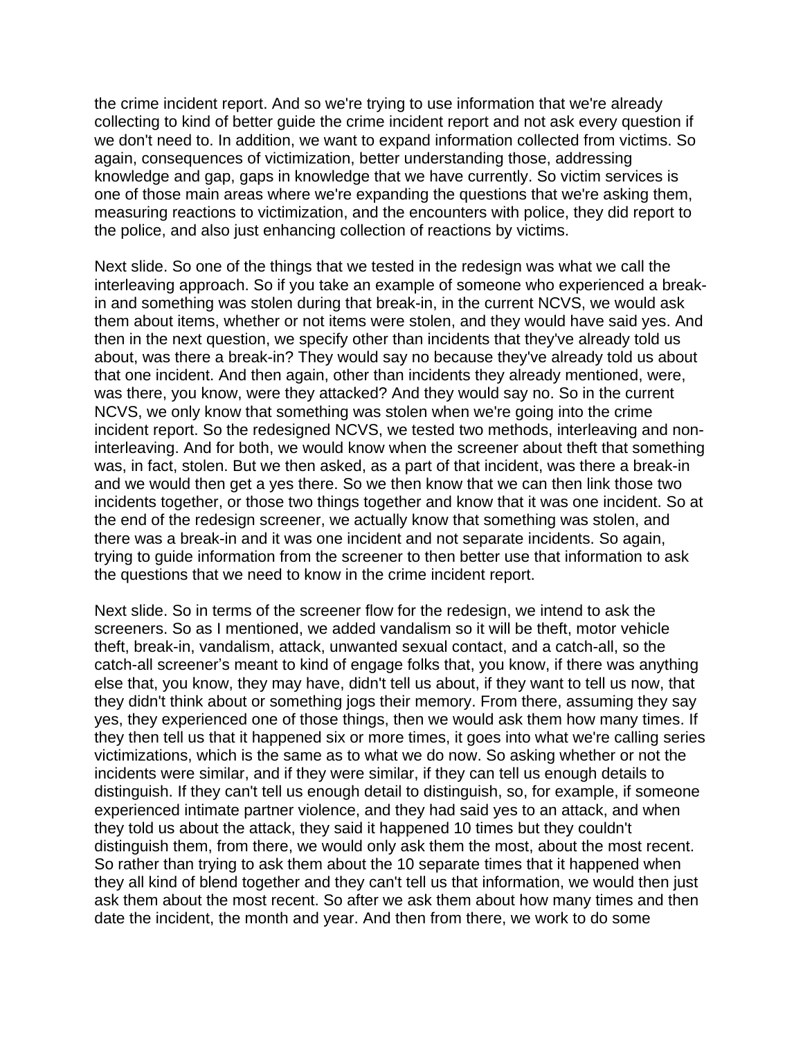the crime incident report. And so we're trying to use information that we're already collecting to kind of better guide the crime incident report and not ask every question if we don't need to. In addition, we want to expand information collected from victims. So again, consequences of victimization, better understanding those, addressing knowledge and gap, gaps in knowledge that we have currently. So victim services is one of those main areas where we're expanding the questions that we're asking them, measuring reactions to victimization, and the encounters with police, they did report to the police, and also just enhancing collection of reactions by victims.

Next slide. So one of the things that we tested in the redesign was what we call the interleaving approach. So if you take an example of someone who experienced a break-in and something was stolen during that break-in, in the current NCVS, we would ask them about items, whether or not items were stolen, and they would have said yes. And then in the next question, we specify other than incidents that they've already told us about, was there a break-in? They would say no because they've already told us about that one incident. And then again, other than incidents they already mentioned, were, was there, you know, were they attacked? And they would say no. So in the current NCVS, we only know that something was stolen when we're going into the crime incident report. So the redesigned NCVS, we tested two methods, interleaving and non-interleaving. And for both, we would know when the screener about theft that something was, in fact, stolen. But we then asked, as a part of that incident, was there a break-in and we would then get a yes there. So we then know that we can then link those two incidents together, or those two things together and know that it was one incident. So at the end of the redesign screener, we actually know that something was stolen, and there was a break-in and it was one incident and not separate incidents. So again, trying to guide information from the screener to then better use that information to ask the questions that we need to know in the crime incident report.

Next slide. So in terms of the screener flow for the redesign, we intend to ask the screeners. So as I mentioned, we added vandalism so it will be theft, motor vehicle theft, break-in, vandalism, attack, unwanted sexual contact, and a catch-all, so the catch-all screener's meant to kind of engage folks that, you know, if there was anything else that, you know, they may have, didn't tell us about, if they want to tell us now, that they didn't think about or something jogs their memory. From there, assuming they say yes, they experienced one of those things, then we would ask them how many times. If they then tell us that it happened six or more times, it goes into what we're calling series victimizations, which is the same as to what we do now. So asking whether or not the incidents were similar, and if they were similar, if they can tell us enough details to distinguish. If they can't tell us enough detail to distinguish, so, for example, if someone experienced intimate partner violence, and they had said yes to an attack, and when they told us about the attack, they said it happened 10 times but they couldn't distinguish them, from there, we would only ask them the most, about the most recent. So rather than trying to ask them about the 10 separate times that it happened when they all kind of blend together and they can't tell us that information, we would then just ask them about the most recent. So after we ask them about how many times and then date the incident, the month and year. And then from there, we work to do some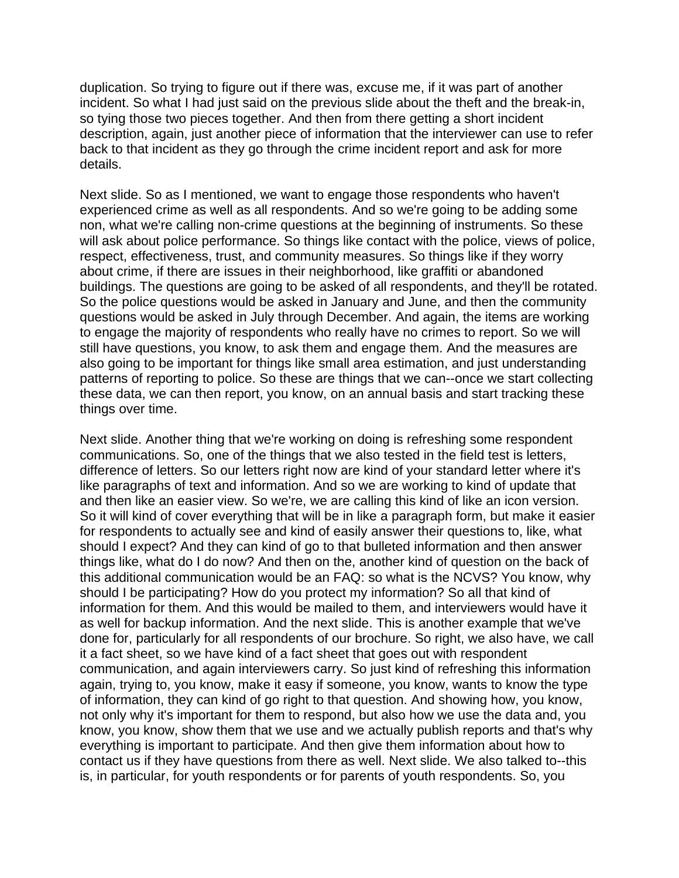duplication. So trying to figure out if there was, excuse me, if it was part of another incident. So what I had just said on the previous slide about the theft and the break-in, so tying those two pieces together. And then from there getting a short incident description, again, just another piece of information that the interviewer can use to refer back to that incident as they go through the crime incident report and ask for more details.

Next slide. So as I mentioned, we want to engage those respondents who haven't experienced crime as well as all respondents. And so we're going to be adding some non, what we're calling non-crime questions at the beginning of instruments. So these will ask about police performance. So things like contact with the police, views of police, respect, effectiveness, trust, and community measures. So things like if they worry about crime, if there are issues in their neighborhood, like graffiti or abandoned buildings. The questions are going to be asked of all respondents, and they'll be rotated. So the police questions would be asked in January and June, and then the community questions would be asked in July through December. And again, the items are working to engage the majority of respondents who really have no crimes to report. So we will still have questions, you know, to ask them and engage them. And the measures are also going to be important for things like small area estimation, and just understanding patterns of reporting to police. So these are things that we can--once we start collecting these data, we can then report, you know, on an annual basis and start tracking these things over time.

Next slide. Another thing that we're working on doing is refreshing some respondent communications. So, one of the things that we also tested in the field test is letters, difference of letters. So our letters right now are kind of your standard letter where it's like paragraphs of text and information. And so we are working to kind of update that and then like an easier view. So we're, we are calling this kind of like an icon version. So it will kind of cover everything that will be in like a paragraph form, but make it easier for respondents to actually see and kind of easily answer their questions to, like, what should I expect? And they can kind of go to that bulleted information and then answer things like, what do I do now? And then on the, another kind of question on the back of this additional communication would be an FAQ: so what is the NCVS? You know, why should I be participating? How do you protect my information? So all that kind of information for them. And this would be mailed to them, and interviewers would have it as well for backup information. And the next slide. This is another example that we've done for, particularly for all respondents of our brochure. So right, we also have, we call it a fact sheet, so we have kind of a fact sheet that goes out with respondent communication, and again interviewers carry. So just kind of refreshing this information again, trying to, you know, make it easy if someone, you know, wants to know the type of information, they can kind of go right to that question. And showing how, you know, not only why it's important for them to respond, but also how we use the data and, you know, you know, show them that we use and we actually publish reports and that's why everything is important to participate. And then give them information about how to contact us if they have questions from there as well. Next slide. We also talked to--this is, in particular, for youth respondents or for parents of youth respondents. So, you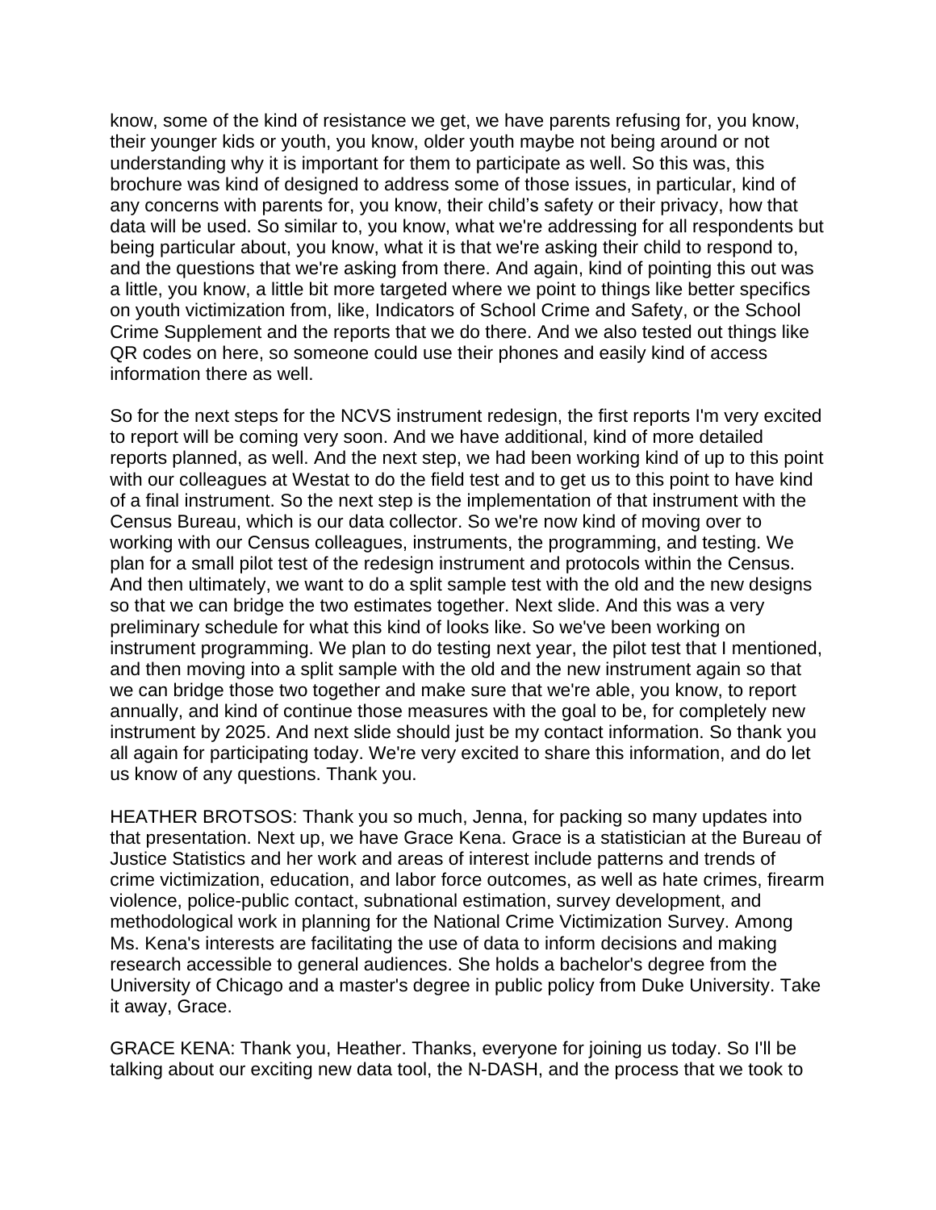know, some of the kind of resistance we get, we have parents refusing for, you know, their younger kids or youth, you know, older youth maybe not being around or not understanding why it is important for them to participate as well. So this was, this brochure was kind of designed to address some of those issues, in particular, kind of any concerns with parents for, you know, their child's safety or their privacy, how that data will be used. So similar to, you know, what we're addressing for all respondents but being particular about, you know, what it is that we're asking their child to respond to, and the questions that we're asking from there. And again, kind of pointing this out was a little, you know, a little bit more targeted where we point to things like better specifics on youth victimization from, like, Indicators of School Crime and Safety, or the School Crime Supplement and the reports that we do there. And we also tested out things like QR codes on here, so someone could use their phones and easily kind of access information there as well.

So for the next steps for the NCVS instrument redesign, the first reports I'm very excited to report will be coming very soon. And we have additional, kind of more detailed reports planned, as well. And the next step, we had been working kind of up to this point with our colleagues at Westat to do the field test and to get us to this point to have kind of a final instrument. So the next step is the implementation of that instrument with the Census Bureau, which is our data collector. So we're now kind of moving over to working with our Census colleagues, instruments, the programming, and testing. We plan for a small pilot test of the redesign instrument and protocols within the Census. And then ultimately, we want to do a split sample test with the old and the new designs so that we can bridge the two estimates together. Next slide. And this was a very preliminary schedule for what this kind of looks like. So we've been working on instrument programming. We plan to do testing next year, the pilot test that I mentioned, and then moving into a split sample with the old and the new instrument again so that we can bridge those two together and make sure that we're able, you know, to report annually, and kind of continue those measures with the goal to be, for completely new instrument by 2025. And next slide should just be my contact information. So thank you all again for participating today. We're very excited to share this information, and do let us know of any questions. Thank you.

HEATHER BROTSOS: Thank you so much, Jenna, for packing so many updates into that presentation. Next up, we have Grace Kena. Grace is a statistician at the Bureau of Justice Statistics and her work and areas of interest include patterns and trends of crime victimization, education, and labor force outcomes, as well as hate crimes, firearm violence, police-public contact, subnational estimation, survey development, and methodological work in planning for the National Crime Victimization Survey. Among Ms. Kena's interests are facilitating the use of data to inform decisions and making research accessible to general audiences. She holds a bachelor's degree from the University of Chicago and a master's degree in public policy from Duke University. Take it away, Grace.

GRACE KENA: Thank you, Heather. Thanks, everyone for joining us today. So I'll be talking about our exciting new data tool, the N-DASH, and the process that we took to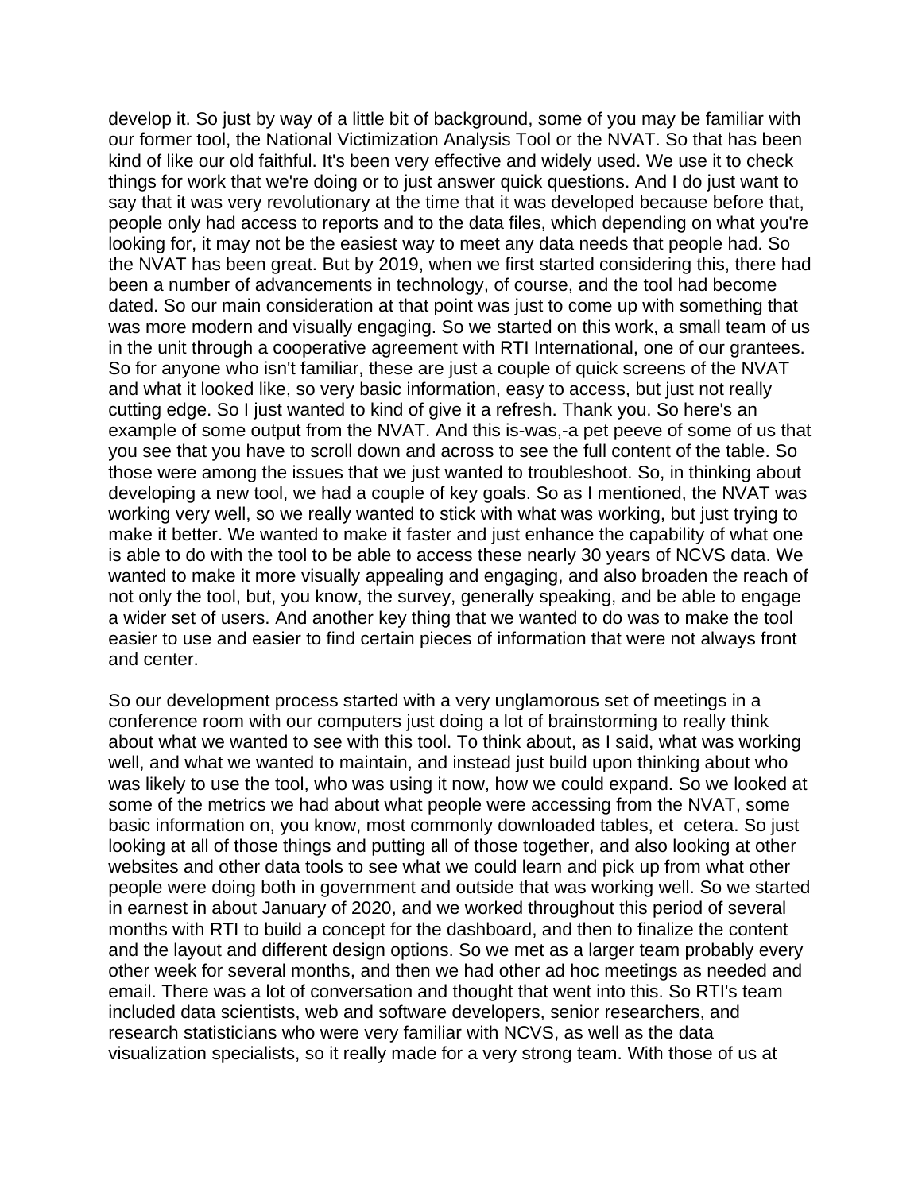develop it. So just by way of a little bit of background, some of you may be familiar with our former tool, the National Victimization Analysis Tool or the NVAT. So that has been kind of like our old faithful. It's been very effective and widely used. We use it to check things for work that we're doing or to just answer quick questions. And I do just want to say that it was very revolutionary at the time that it was developed because before that, people only had access to reports and to the data files, which depending on what you're looking for, it may not be the easiest way to meet any data needs that people had. So the NVAT has been great. But by 2019, when we first started considering this, there had been a number of advancements in technology, of course, and the tool had become dated. So our main consideration at that point was just to come up with something that was more modern and visually engaging. So we started on this work, a small team of us in the unit through a cooperative agreement with RTI International, one of our grantees. So for anyone who isn't familiar, these are just a couple of quick screens of the NVAT and what it looked like, so very basic information, easy to access, but just not really cutting edge. So I just wanted to kind of give it a refresh. Thank you. So here's an example of some output from the NVAT. And this is-was,-a pet peeve of some of us that you see that you have to scroll down and across to see the full content of the table. So those were among the issues that we just wanted to troubleshoot. So, in thinking about developing a new tool, we had a couple of key goals. So as I mentioned, the NVAT was working very well, so we really wanted to stick with what was working, but just trying to make it better. We wanted to make it faster and just enhance the capability of what one is able to do with the tool to be able to access these nearly 30 years of NCVS data. We wanted to make it more visually appealing and engaging, and also broaden the reach of not only the tool, but, you know, the survey, generally speaking, and be able to engage a wider set of users. And another key thing that we wanted to do was to make the tool easier to use and easier to find certain pieces of information that were not always front and center.

So our development process started with a very unglamorous set of meetings in a conference room with our computers just doing a lot of brainstorming to really think about what we wanted to see with this tool. To think about, as I said, what was working well, and what we wanted to maintain, and instead just build upon thinking about who was likely to use the tool, who was using it now, how we could expand. So we looked at some of the metrics we had about what people were accessing from the NVAT, some basic information on, you know, most commonly downloaded tables, et cetera. So just looking at all of those things and putting all of those together, and also looking at other websites and other data tools to see what we could learn and pick up from what other people were doing both in government and outside that was working well. So we started in earnest in about January of 2020, and we worked throughout this period of several months with RTI to build a concept for the dashboard, and then to finalize the content and the layout and different design options. So we met as a larger team probably every other week for several months, and then we had other ad hoc meetings as needed and email. There was a lot of conversation and thought that went into this. So RTI's team included data scientists, web and software developers, senior researchers, and research statisticians who were very familiar with NCVS, as well as the data visualization specialists, so it really made for a very strong team. With those of us at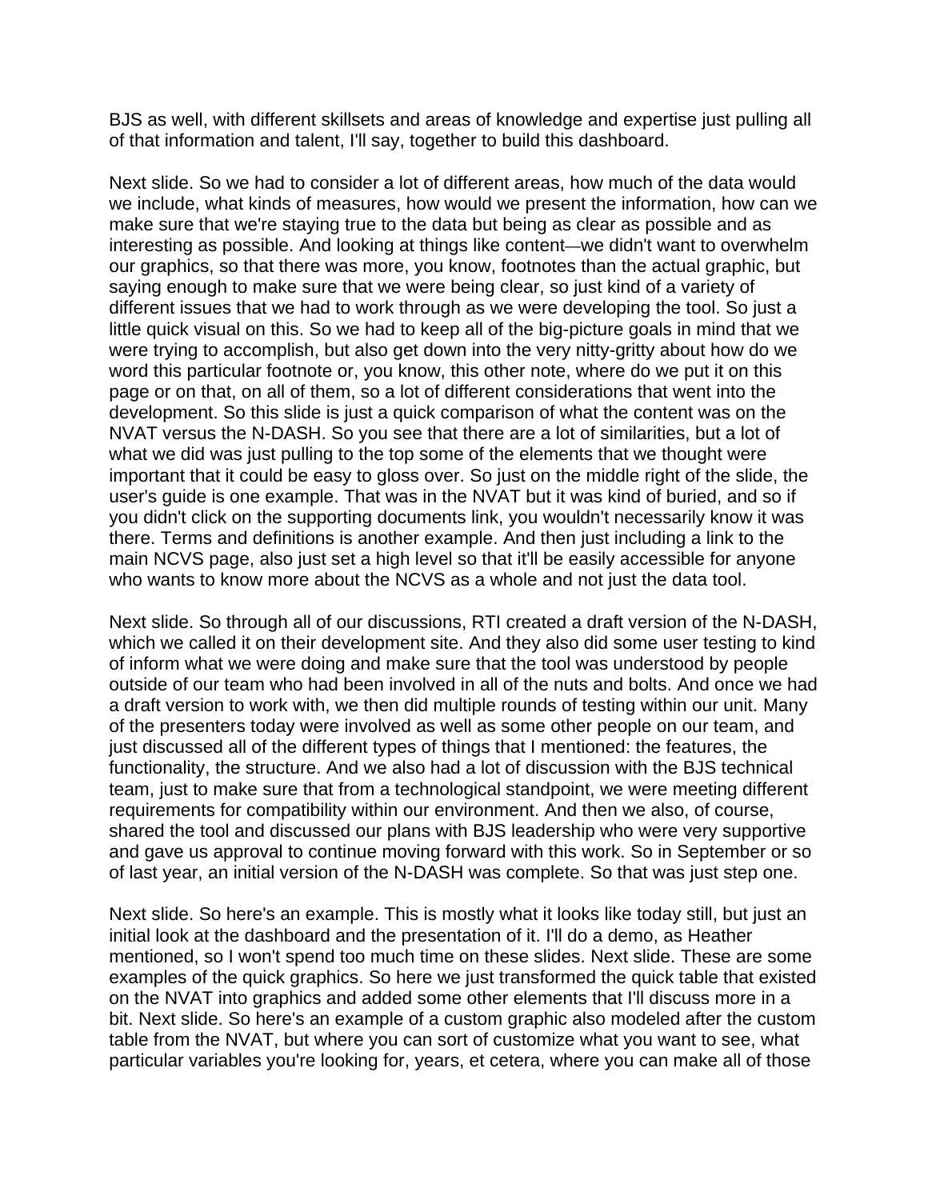BJS as well, with different skillsets and areas of knowledge and expertise just pulling all of that information and talent, I'll say, together to build this dashboard.

Next slide. So we had to consider a lot of different areas, how much of the data would we include, what kinds of measures, how would we present the information, how can we make sure that we're staying true to the data but being as clear as possible and as interesting as possible. And looking at things like content—we didn't want to overwhelm our graphics, so that there was more, you know, footnotes than the actual graphic, but saying enough to make sure that we were being clear, so just kind of a variety of different issues that we had to work through as we were developing the tool. So just a little quick visual on this. So we had to keep all of the big-picture goals in mind that we were trying to accomplish, but also get down into the very nitty-gritty about how do we word this particular footnote or, you know, this other note, where do we put it on this page or on that, on all of them, so a lot of different considerations that went into the development. So this slide is just a quick comparison of what the content was on the NVAT versus the N-DASH. So you see that there are a lot of similarities, but a lot of what we did was just pulling to the top some of the elements that we thought were important that it could be easy to gloss over. So just on the middle right of the slide, the user's guide is one example. That was in the NVAT but it was kind of buried, and so if you didn't click on the supporting documents link, you wouldn't necessarily know it was there. Terms and definitions is another example. And then just including a link to the main NCVS page, also just set a high level so that it'll be easily accessible for anyone who wants to know more about the NCVS as a whole and not just the data tool.

Next slide. So through all of our discussions, RTI created a draft version of the N-DASH, which we called it on their development site. And they also did some user testing to kind of inform what we were doing and make sure that the tool was understood by people outside of our team who had been involved in all of the nuts and bolts. And once we had a draft version to work with, we then did multiple rounds of testing within our unit. Many of the presenters today were involved as well as some other people on our team, and just discussed all of the different types of things that I mentioned: the features, the functionality, the structure. And we also had a lot of discussion with the BJS technical team, just to make sure that from a technological standpoint, we were meeting different requirements for compatibility within our environment. And then we also, of course, shared the tool and discussed our plans with BJS leadership who were very supportive and gave us approval to continue moving forward with this work. So in September or so of last year, an initial version of the N-DASH was complete. So that was just step one.

Next slide. So here's an example. This is mostly what it looks like today still, but just an initial look at the dashboard and the presentation of it. I'll do a demo, as Heather mentioned, so I won't spend too much time on these slides. Next slide. These are some examples of the quick graphics. So here we just transformed the quick table that existed on the NVAT into graphics and added some other elements that I'll discuss more in a bit. Next slide. So here's an example of a custom graphic also modeled after the custom table from the NVAT, but where you can sort of customize what you want to see, what particular variables you're looking for, years, et cetera, where you can make all of those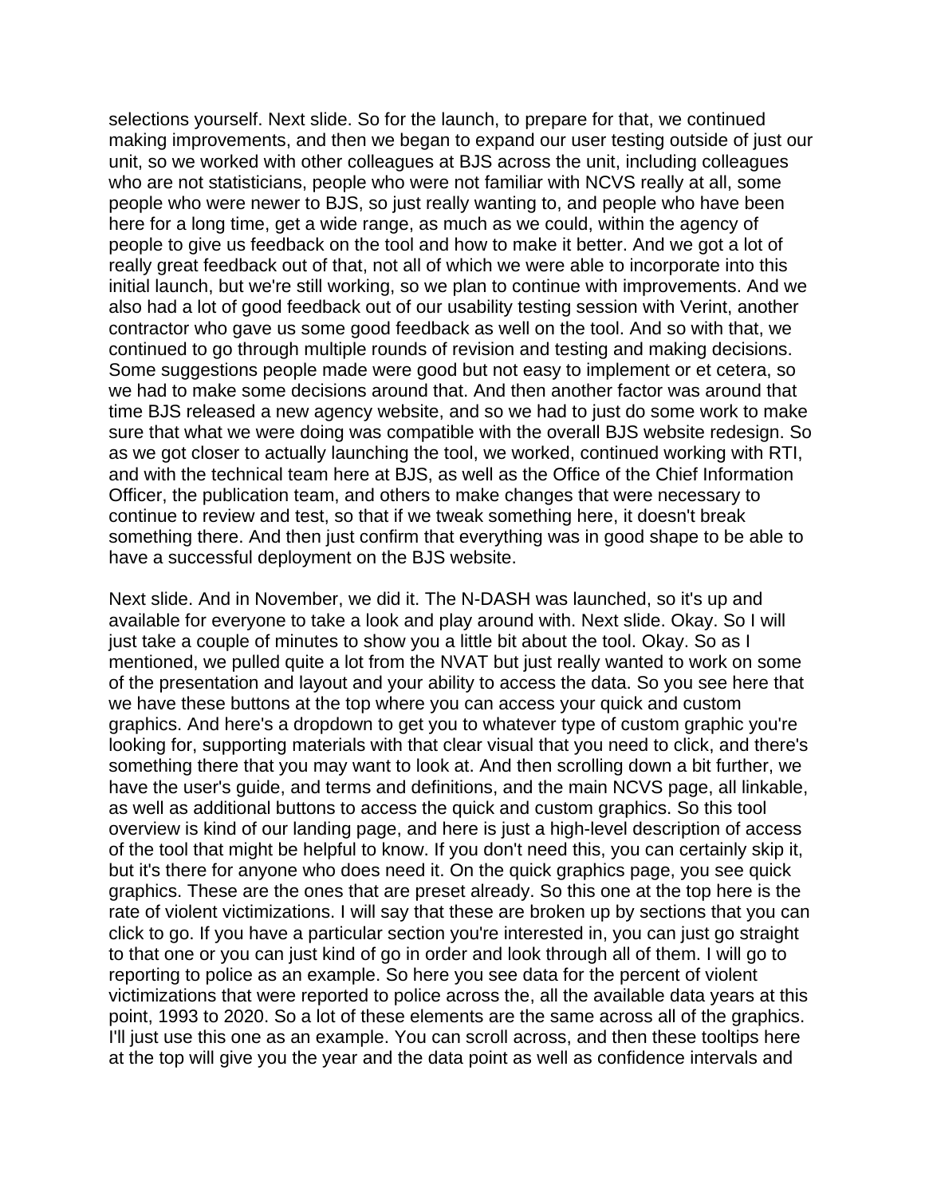selections yourself. Next slide. So for the launch, to prepare for that, we continued making improvements, and then we began to expand our user testing outside of just our unit, so we worked with other colleagues at BJS across the unit, including colleagues who are not statisticians, people who were not familiar with NCVS really at all, some people who were newer to BJS, so just really wanting to, and people who have been here for a long time, get a wide range, as much as we could, within the agency of people to give us feedback on the tool and how to make it better. And we got a lot of really great feedback out of that, not all of which we were able to incorporate into this initial launch, but we're still working, so we plan to continue with improvements. And we also had a lot of good feedback out of our usability testing session with Verint, another contractor who gave us some good feedback as well on the tool. And so with that, we continued to go through multiple rounds of revision and testing and making decisions. Some suggestions people made were good but not easy to implement or et cetera, so we had to make some decisions around that. And then another factor was around that time BJS released a new agency website, and so we had to just do some work to make sure that what we were doing was compatible with the overall BJS website redesign. So as we got closer to actually launching the tool, we worked, continued working with RTI, and with the technical team here at BJS, as well as the Office of the Chief Information Officer, the publication team, and others to make changes that were necessary to continue to review and test, so that if we tweak something here, it doesn't break something there. And then just confirm that everything was in good shape to be able to have a successful deployment on the BJS website.

Next slide. And in November, we did it. The N-DASH was launched, so it's up and available for everyone to take a look and play around with. Next slide. Okay. So I will just take a couple of minutes to show you a little bit about the tool. Okay. So as I mentioned, we pulled quite a lot from the NVAT but just really wanted to work on some of the presentation and layout and your ability to access the data. So you see here that we have these buttons at the top where you can access your quick and custom graphics. And here's a dropdown to get you to whatever type of custom graphic you're looking for, supporting materials with that clear visual that you need to click, and there's something there that you may want to look at. And then scrolling down a bit further, we have the user's guide, and terms and definitions, and the main NCVS page, all linkable, as well as additional buttons to access the quick and custom graphics. So this tool overview is kind of our landing page, and here is just a high-level description of access of the tool that might be helpful to know. If you don't need this, you can certainly skip it, but it's there for anyone who does need it. On the quick graphics page, you see quick graphics. These are the ones that are preset already. So this one at the top here is the rate of violent victimizations. I will say that these are broken up by sections that you can click to go. If you have a particular section you're interested in, you can just go straight to that one or you can just kind of go in order and look through all of them. I will go to reporting to police as an example. So here you see data for the percent of violent victimizations that were reported to police across the, all the available data years at this point, 1993 to 2020. So a lot of these elements are the same across all of the graphics. I'll just use this one as an example. You can scroll across, and then these tooltips here at the top will give you the year and the data point as well as confidence intervals and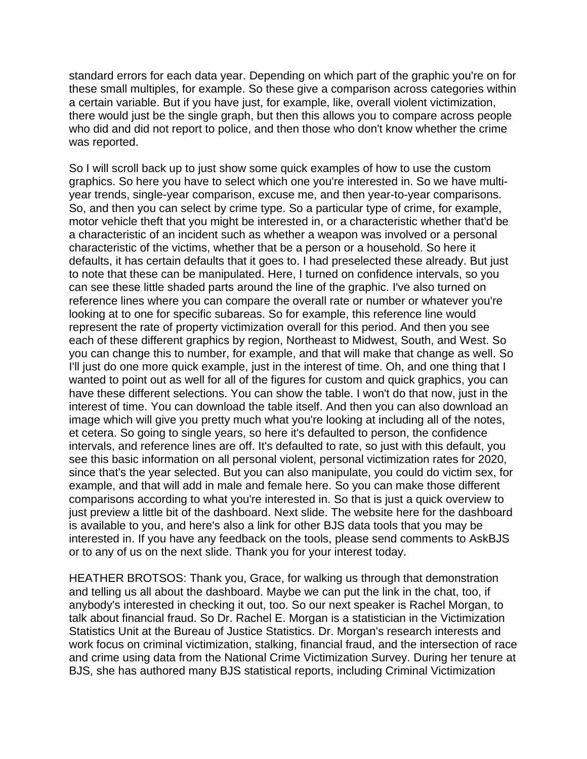standard errors for each data year. Depending on which part of the graphic you're on for these small multiples, for example. So these give a comparison across categories within a certain variable. But if you have just, for example, like, overall violent victimization, there would just be the single graph, but then this allows you to compare across people who did and did not report to police, and then those who don't know whether the crime was reported.

So I will scroll back up to just show some quick examples of how to use the custom graphics. So here you have to select which one you're interested in. So we have multi-year trends, single-year comparison, excuse me, and then year-to-year comparisons. So, and then you can select by crime type. So a particular type of crime, for example, motor vehicle theft that you might be interested in, or a characteristic whether that'd be a characteristic of an incident such as whether a weapon was involved or a personal characteristic of the victims, whether that be a person or a household. So here it defaults, it has certain defaults that it goes to. I had preselected these already. But just to note that these can be manipulated. Here, I turned on confidence intervals, so you can see these little shaded parts around the line of the graphic. I've also turned on reference lines where you can compare the overall rate or number or whatever you're looking at to one for specific subareas. So for example, this reference line would represent the rate of property victimization overall for this period. And then you see each of these different graphics by region, Northeast to Midwest, South, and West. So you can change this to number, for example, and that will make that change as well. So I'll just do one more quick example, just in the interest of time. Oh, and one thing that I wanted to point out as well for all of the figures for custom and quick graphics, you can have these different selections. You can show the table. I won't do that now, just in the interest of time. You can download the table itself. And then you can also download an image which will give you pretty much what you're looking at including all of the notes, et cetera. So going to single years, so here it's defaulted to person, the confidence intervals, and reference lines are off. It's defaulted to rate, so just with this default, you see this basic information on all personal violent, personal victimization rates for 2020, since that's the year selected. But you can also manipulate, you could do victim sex, for example, and that will add in male and female here. So you can make those different comparisons according to what you're interested in. So that is just a quick overview to just preview a little bit of the dashboard. Next slide. The website here for the dashboard is available to you, and here's also a link for other BJS data tools that you may be interested in. If you have any feedback on the tools, please send comments to AskBJS or to any of us on the next slide. Thank you for your interest today.

HEATHER BROTSOS: Thank you, Grace, for walking us through that demonstration and telling us all about the dashboard. Maybe we can put the link in the chat, too, if anybody's interested in checking it out, too. So our next speaker is Rachel Morgan, to talk about financial fraud. So Dr. Rachel E. Morgan is a statistician in the Victimization Statistics Unit at the Bureau of Justice Statistics. Dr. Morgan's research interests and work focus on criminal victimization, stalking, financial fraud, and the intersection of race and crime using data from the National Crime Victimization Survey. During her tenure at BJS, she has authored many BJS statistical reports, including Criminal Victimization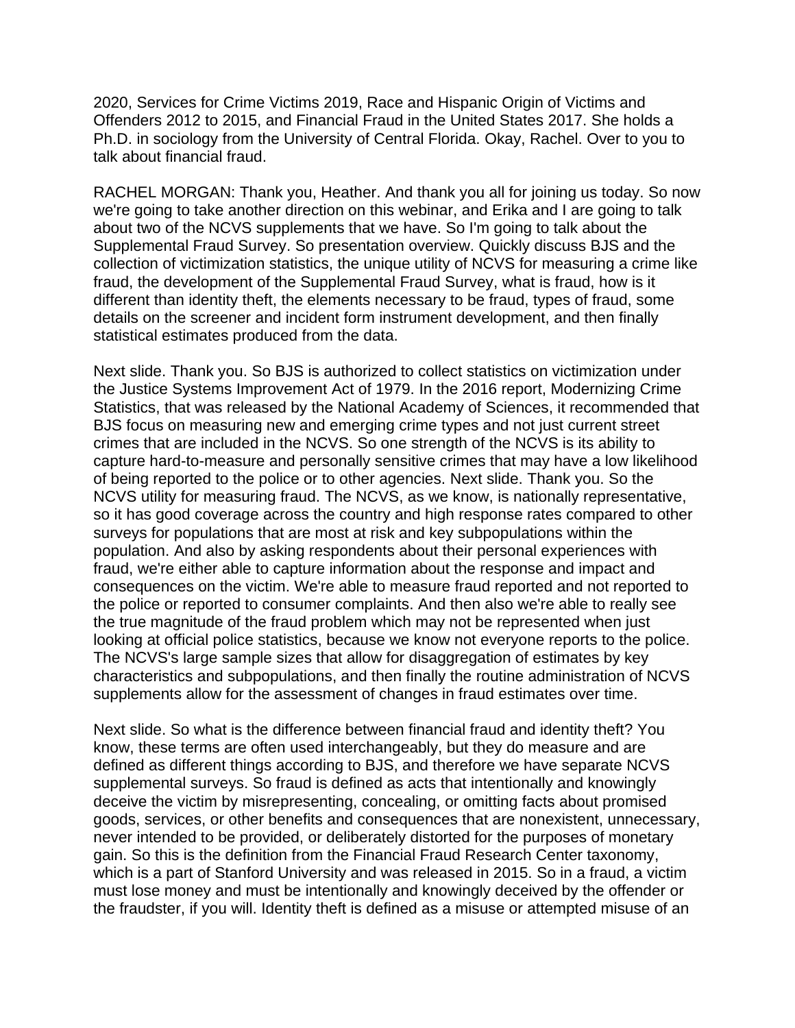2020, Services for Crime Victims 2019, Race and Hispanic Origin of Victims and Offenders 2012 to 2015, and Financial Fraud in the United States 2017. She holds a Ph.D. in sociology from the University of Central Florida. Okay, Rachel. Over to you to talk about financial fraud.

RACHEL MORGAN: Thank you, Heather. And thank you all for joining us today. So now we're going to take another direction on this webinar, and Erika and I are going to talk about two of the NCVS supplements that we have. So I'm going to talk about the Supplemental Fraud Survey. So presentation overview. Quickly discuss BJS and the collection of victimization statistics, the unique utility of NCVS for measuring a crime like fraud, the development of the Supplemental Fraud Survey, what is fraud, how is it different than identity theft, the elements necessary to be fraud, types of fraud, some details on the screener and incident form instrument development, and then finally statistical estimates produced from the data.

Next slide. Thank you. So BJS is authorized to collect statistics on victimization under the Justice Systems Improvement Act of 1979. In the 2016 report, Modernizing Crime Statistics, that was released by the National Academy of Sciences, it recommended that BJS focus on measuring new and emerging crime types and not just current street crimes that are included in the NCVS. So one strength of the NCVS is its ability to capture hard-to-measure and personally sensitive crimes that may have a low likelihood of being reported to the police or to other agencies. Next slide. Thank you. So the NCVS utility for measuring fraud. The NCVS, as we know, is nationally representative, so it has good coverage across the country and high response rates compared to other surveys for populations that are most at risk and key subpopulations within the population. And also by asking respondents about their personal experiences with fraud, we're either able to capture information about the response and impact and consequences on the victim. We're able to measure fraud reported and not reported to the police or reported to consumer complaints. And then also we're able to really see the true magnitude of the fraud problem which may not be represented when just looking at official police statistics, because we know not everyone reports to the police. The NCVS's large sample sizes that allow for disaggregation of estimates by key characteristics and subpopulations, and then finally the routine administration of NCVS supplements allow for the assessment of changes in fraud estimates over time.

Next slide. So what is the difference between financial fraud and identity theft? You know, these terms are often used interchangeably, but they do measure and are defined as different things according to BJS, and therefore we have separate NCVS supplemental surveys. So fraud is defined as acts that intentionally and knowingly deceive the victim by misrepresenting, concealing, or omitting facts about promised goods, services, or other benefits and consequences that are nonexistent, unnecessary, never intended to be provided, or deliberately distorted for the purposes of monetary gain. So this is the definition from the Financial Fraud Research Center taxonomy, which is a part of Stanford University and was released in 2015. So in a fraud, a victim must lose money and must be intentionally and knowingly deceived by the offender or the fraudster, if you will. Identity theft is defined as a misuse or attempted misuse of an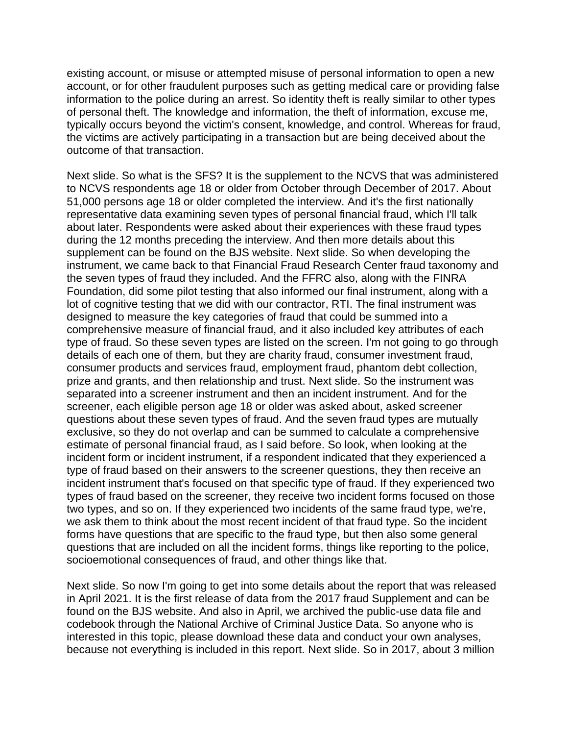existing account, or misuse or attempted misuse of personal information to open a new account, or for other fraudulent purposes such as getting medical care or providing false information to the police during an arrest. So identity theft is really similar to other types of personal theft. The knowledge and information, the theft of information, excuse me, typically occurs beyond the victim's consent, knowledge, and control. Whereas for fraud, the victims are actively participating in a transaction but are being deceived about the outcome of that transaction.

Next slide. So what is the SFS? It is the supplement to the NCVS that was administered to NCVS respondents age 18 or older from October through December of 2017. About 51,000 persons age 18 or older completed the interview. And it's the first nationally representative data examining seven types of personal financial fraud, which I'll talk about later. Respondents were asked about their experiences with these fraud types during the 12 months preceding the interview. And then more details about this supplement can be found on the BJS website. Next slide. So when developing the instrument, we came back to that Financial Fraud Research Center fraud taxonomy and the seven types of fraud they included. And the FFRC also, along with the FINRA Foundation, did some pilot testing that also informed our final instrument, along with a lot of cognitive testing that we did with our contractor, RTI. The final instrument was designed to measure the key categories of fraud that could be summed into a comprehensive measure of financial fraud, and it also included key attributes of each type of fraud. So these seven types are listed on the screen. I'm not going to go through details of each one of them, but they are charity fraud, consumer investment fraud, consumer products and services fraud, employment fraud, phantom debt collection, prize and grants, and then relationship and trust. Next slide. So the instrument was separated into a screener instrument and then an incident instrument. And for the screener, each eligible person age 18 or older was asked about, asked screener questions about these seven types of fraud. And the seven fraud types are mutually exclusive, so they do not overlap and can be summed to calculate a comprehensive estimate of personal financial fraud, as I said before. So look, when looking at the incident form or incident instrument, if a respondent indicated that they experienced a type of fraud based on their answers to the screener questions, they then receive an incident instrument that's focused on that specific type of fraud. If they experienced two types of fraud based on the screener, they receive two incident forms focused on those two types, and so on. If they experienced two incidents of the same fraud type, we're, we ask them to think about the most recent incident of that fraud type. So the incident forms have questions that are specific to the fraud type, but then also some general questions that are included on all the incident forms, things like reporting to the police, socioemotional consequences of fraud, and other things like that.

Next slide. So now I'm going to get into some details about the report that was released in April 2021. It is the first release of data from the 2017 fraud Supplement and can be found on the BJS website. And also in April, we archived the public-use data file and codebook through the National Archive of Criminal Justice Data. So anyone who is interested in this topic, please download these data and conduct your own analyses, because not everything is included in this report. Next slide. So in 2017, about 3 million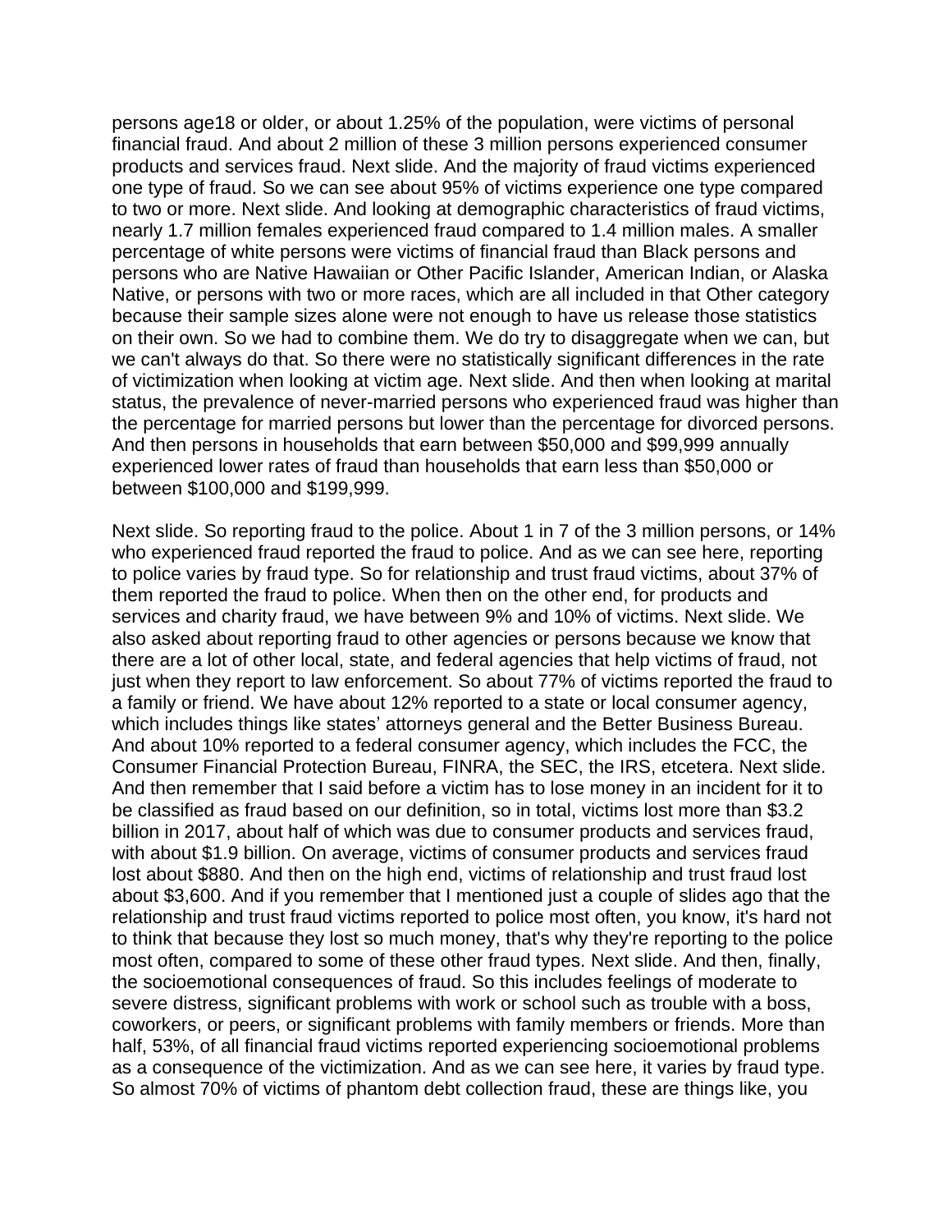persons age18 or older, or about 1.25% of the population, were victims of personal financial fraud. And about 2 million of these 3 million persons experienced consumer products and services fraud. Next slide. And the majority of fraud victims experienced one type of fraud. So we can see about 95% of victims experience one type compared to two or more. Next slide. And looking at demographic characteristics of fraud victims, nearly 1.7 million females experienced fraud compared to 1.4 million males. A smaller percentage of white persons were victims of financial fraud than Black persons and persons who are Native Hawaiian or Other Pacific Islander, American Indian, or Alaska Native, or persons with two or more races, which are all included in that Other category because their sample sizes alone were not enough to have us release those statistics on their own. So we had to combine them. We do try to disaggregate when we can, but we can't always do that. So there were no statistically significant differences in the rate of victimization when looking at victim age. Next slide. And then when looking at marital status, the prevalence of never-married persons who experienced fraud was higher than the percentage for married persons but lower than the percentage for divorced persons. And then persons in households that earn between $50,000 and $99,999 annually experienced lower rates of fraud than households that earn less than $50,000 or between $100,000 and $199,999.

Next slide. So reporting fraud to the police. About 1 in 7 of the 3 million persons, or 14% who experienced fraud reported the fraud to police. And as we can see here, reporting to police varies by fraud type. So for relationship and trust fraud victims, about 37% of them reported the fraud to police. When then on the other end, for products and services and charity fraud, we have between 9% and 10% of victims. Next slide. We also asked about reporting fraud to other agencies or persons because we know that there are a lot of other local, state, and federal agencies that help victims of fraud, not just when they report to law enforcement. So about 77% of victims reported the fraud to a family or friend. We have about 12% reported to a state or local consumer agency, which includes things like states' attorneys general and the Better Business Bureau. And about 10% reported to a federal consumer agency, which includes the FCC, the Consumer Financial Protection Bureau, FINRA, the SEC, the IRS, etcetera. Next slide. And then remember that I said before a victim has to lose money in an incident for it to be classified as fraud based on our definition, so in total, victims lost more than $3.2 billion in 2017, about half of which was due to consumer products and services fraud, with about $1.9 billion. On average, victims of consumer products and services fraud lost about $880. And then on the high end, victims of relationship and trust fraud lost about $3,600. And if you remember that I mentioned just a couple of slides ago that the relationship and trust fraud victims reported to police most often, you know, it's hard not to think that because they lost so much money, that's why they're reporting to the police most often, compared to some of these other fraud types. Next slide. And then, finally, the socioemotional consequences of fraud. So this includes feelings of moderate to severe distress, significant problems with work or school such as trouble with a boss, coworkers, or peers, or significant problems with family members or friends. More than half, 53%, of all financial fraud victims reported experiencing socioemotional problems as a consequence of the victimization. And as we can see here, it varies by fraud type. So almost 70% of victims of phantom debt collection fraud, these are things like, you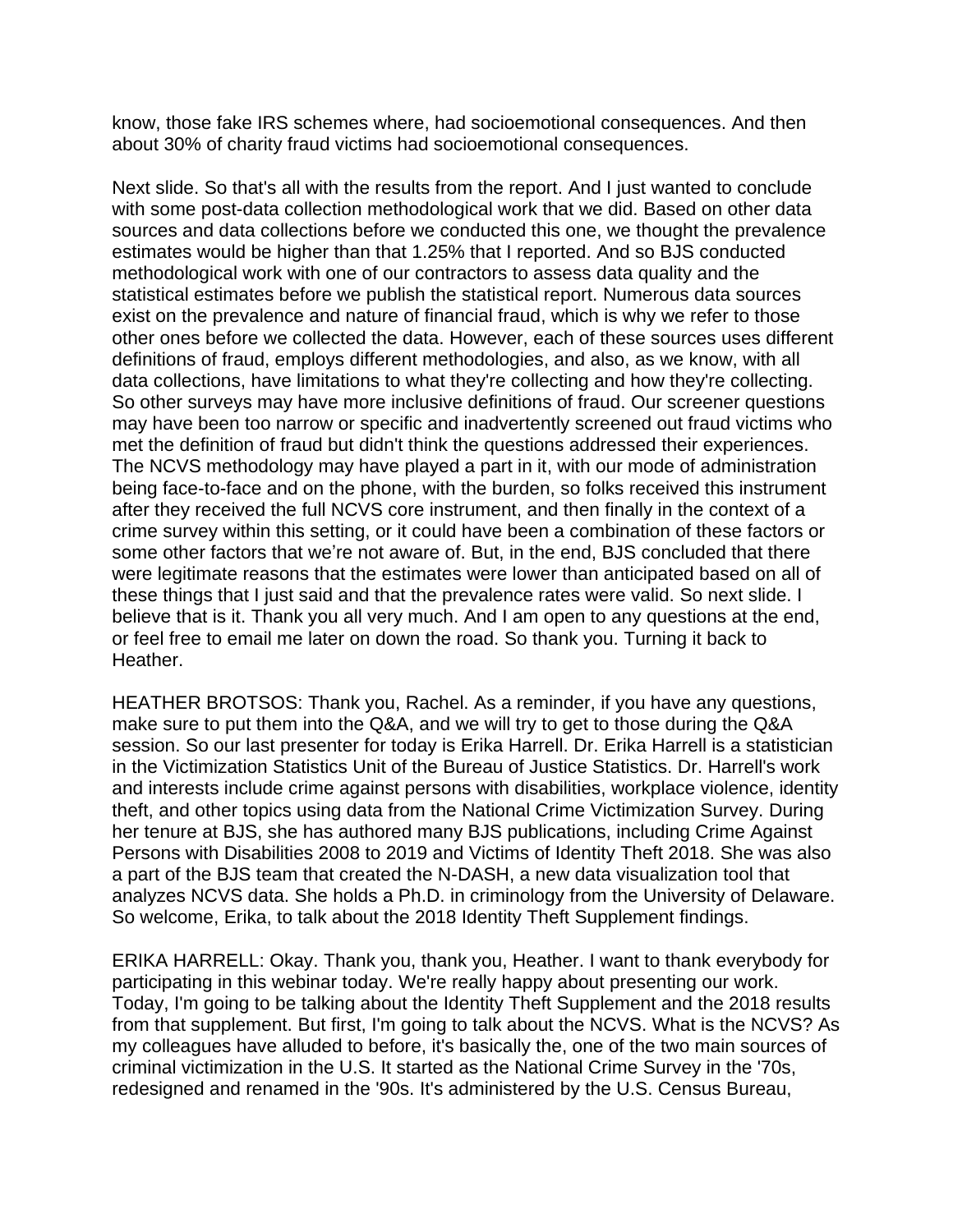know, those fake IRS schemes where, had socioemotional consequences. And then about 30% of charity fraud victims had socioemotional consequences.

Next slide. So that's all with the results from the report. And I just wanted to conclude with some post-data collection methodological work that we did. Based on other data sources and data collections before we conducted this one, we thought the prevalence estimates would be higher than that 1.25% that I reported. And so BJS conducted methodological work with one of our contractors to assess data quality and the statistical estimates before we publish the statistical report. Numerous data sources exist on the prevalence and nature of financial fraud, which is why we refer to those other ones before we collected the data. However, each of these sources uses different definitions of fraud, employs different methodologies, and also, as we know, with all data collections, have limitations to what they're collecting and how they're collecting. So other surveys may have more inclusive definitions of fraud. Our screener questions may have been too narrow or specific and inadvertently screened out fraud victims who met the definition of fraud but didn't think the questions addressed their experiences. The NCVS methodology may have played a part in it, with our mode of administration being face-to-face and on the phone, with the burden, so folks received this instrument after they received the full NCVS core instrument, and then finally in the context of a crime survey within this setting, or it could have been a combination of these factors or some other factors that we're not aware of. But, in the end, BJS concluded that there were legitimate reasons that the estimates were lower than anticipated based on all of these things that I just said and that the prevalence rates were valid. So next slide. I believe that is it. Thank you all very much. And I am open to any questions at the end, or feel free to email me later on down the road. So thank you. Turning it back to Heather.

HEATHER BROTSOS: Thank you, Rachel. As a reminder, if you have any questions, make sure to put them into the Q&A, and we will try to get to those during the Q&A session. So our last presenter for today is Erika Harrell. Dr. Erika Harrell is a statistician in the Victimization Statistics Unit of the Bureau of Justice Statistics. Dr. Harrell's work and interests include crime against persons with disabilities, workplace violence, identity theft, and other topics using data from the National Crime Victimization Survey. During her tenure at BJS, she has authored many BJS publications, including Crime Against Persons with Disabilities 2008 to 2019 and Victims of Identity Theft 2018. She was also a part of the BJS team that created the N-DASH, a new data visualization tool that analyzes NCVS data. She holds a Ph.D. in criminology from the University of Delaware. So welcome, Erika, to talk about the 2018 Identity Theft Supplement findings.

ERIKA HARRELL: Okay. Thank you, thank you, Heather. I want to thank everybody for participating in this webinar today. We're really happy about presenting our work. Today, I'm going to be talking about the Identity Theft Supplement and the 2018 results from that supplement. But first, I'm going to talk about the NCVS. What is the NCVS? As my colleagues have alluded to before, it's basically the, one of the two main sources of criminal victimization in the U.S. It started as the National Crime Survey in the '70s, redesigned and renamed in the '90s. It's administered by the U.S. Census Bureau,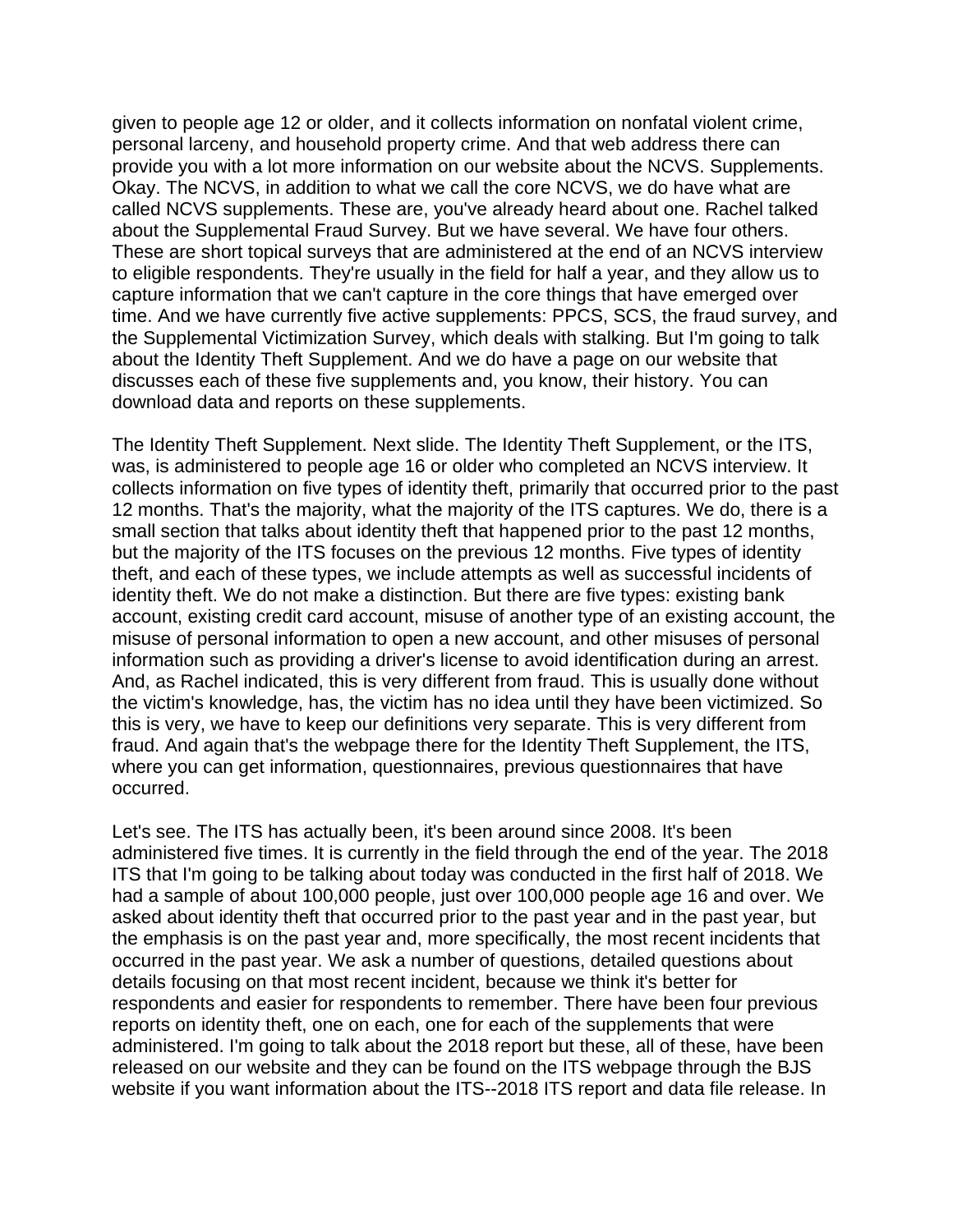given to people age 12 or older, and it collects information on nonfatal violent crime, personal larceny, and household property crime. And that web address there can provide you with a lot more information on our website about the NCVS. Supplements. Okay. The NCVS, in addition to what we call the core NCVS, we do have what are called NCVS supplements. These are, you've already heard about one. Rachel talked about the Supplemental Fraud Survey. But we have several. We have four others. These are short topical surveys that are administered at the end of an NCVS interview to eligible respondents. They're usually in the field for half a year, and they allow us to capture information that we can't capture in the core things that have emerged over time. And we have currently five active supplements: PPCS, SCS, the fraud survey, and the Supplemental Victimization Survey, which deals with stalking. But I'm going to talk about the Identity Theft Supplement. And we do have a page on our website that discusses each of these five supplements and, you know, their history. You can download data and reports on these supplements.

The Identity Theft Supplement. Next slide. The Identity Theft Supplement, or the ITS, was, is administered to people age 16 or older who completed an NCVS interview. It collects information on five types of identity theft, primarily that occurred prior to the past 12 months. That's the majority, what the majority of the ITS captures. We do, there is a small section that talks about identity theft that happened prior to the past 12 months, but the majority of the ITS focuses on the previous 12 months. Five types of identity theft, and each of these types, we include attempts as well as successful incidents of identity theft. We do not make a distinction. But there are five types: existing bank account, existing credit card account, misuse of another type of an existing account, the misuse of personal information to open a new account, and other misuses of personal information such as providing a driver's license to avoid identification during an arrest. And, as Rachel indicated, this is very different from fraud. This is usually done without the victim's knowledge, has, the victim has no idea until they have been victimized. So this is very, we have to keep our definitions very separate. This is very different from fraud. And again that's the webpage there for the Identity Theft Supplement, the ITS, where you can get information, questionnaires, previous questionnaires that have occurred.

Let's see. The ITS has actually been, it's been around since 2008. It's been administered five times. It is currently in the field through the end of the year. The 2018 ITS that I'm going to be talking about today was conducted in the first half of 2018. We had a sample of about 100,000 people, just over 100,000 people age 16 and over. We asked about identity theft that occurred prior to the past year and in the past year, but the emphasis is on the past year and, more specifically, the most recent incidents that occurred in the past year. We ask a number of questions, detailed questions about details focusing on that most recent incident, because we think it's better for respondents and easier for respondents to remember. There have been four previous reports on identity theft, one on each, one for each of the supplements that were administered. I'm going to talk about the 2018 report but these, all of these, have been released on our website and they can be found on the ITS webpage through the BJS website if you want information about the ITS--2018 ITS report and data file release. In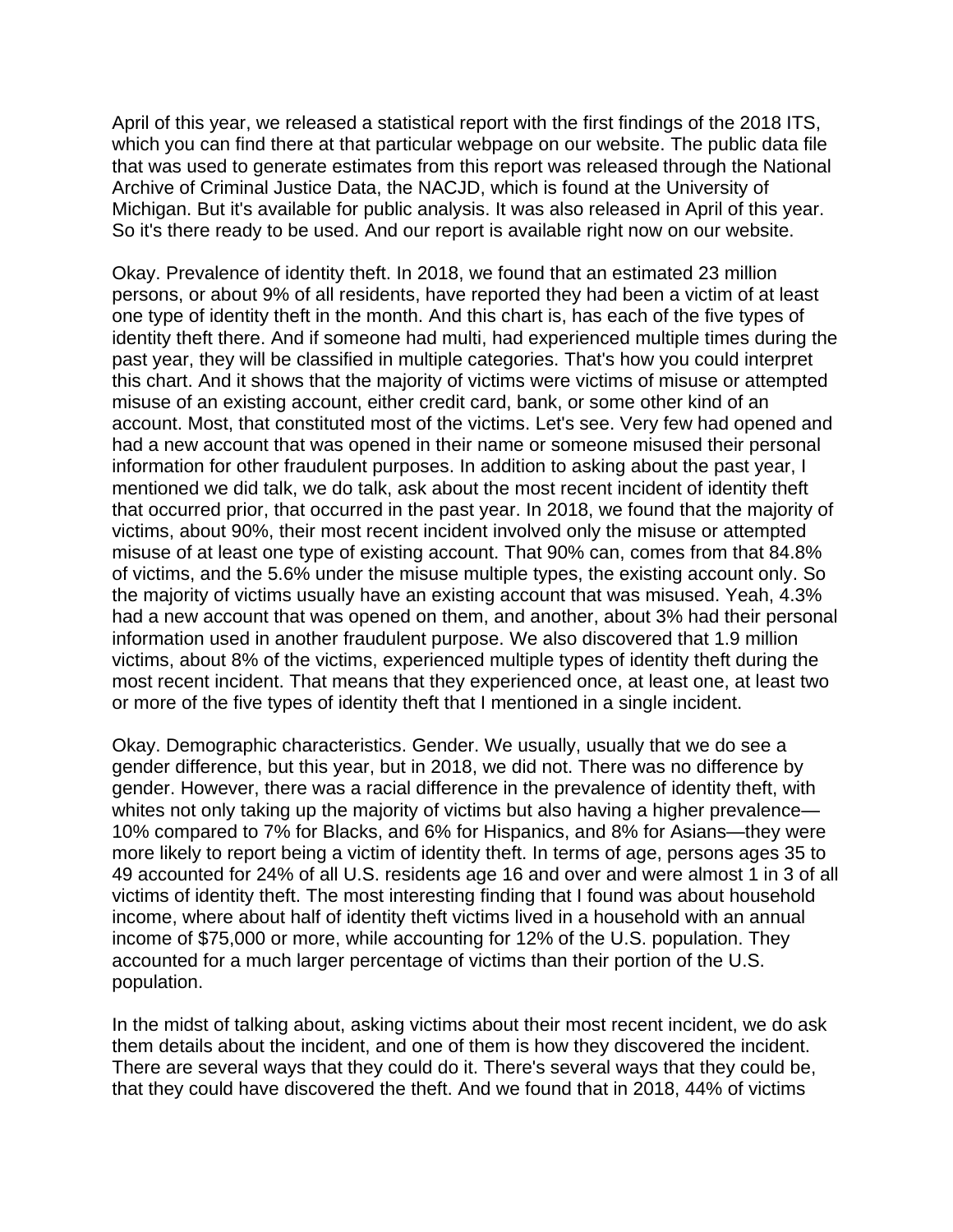April of this year, we released a statistical report with the first findings of the 2018 ITS, which you can find there at that particular webpage on our website. The public data file that was used to generate estimates from this report was released through the National Archive of Criminal Justice Data, the NACJD, which is found at the University of Michigan. But it's available for public analysis. It was also released in April of this year. So it's there ready to be used. And our report is available right now on our website.

Okay. Prevalence of identity theft. In 2018, we found that an estimated 23 million persons, or about 9% of all residents, have reported they had been a victim of at least one type of identity theft in the month. And this chart is, has each of the five types of identity theft there. And if someone had multi, had experienced multiple times during the past year, they will be classified in multiple categories. That's how you could interpret this chart. And it shows that the majority of victims were victims of misuse or attempted misuse of an existing account, either credit card, bank, or some other kind of an account. Most, that constituted most of the victims. Let's see. Very few had opened and had a new account that was opened in their name or someone misused their personal information for other fraudulent purposes. In addition to asking about the past year, I mentioned we did talk, we do talk, ask about the most recent incident of identity theft that occurred prior, that occurred in the past year. In 2018, we found that the majority of victims, about 90%, their most recent incident involved only the misuse or attempted misuse of at least one type of existing account. That 90% can, comes from that 84.8% of victims, and the 5.6% under the misuse multiple types, the existing account only. So the majority of victims usually have an existing account that was misused. Yeah, 4.3% had a new account that was opened on them, and another, about 3% had their personal information used in another fraudulent purpose. We also discovered that 1.9 million victims, about 8% of the victims, experienced multiple types of identity theft during the most recent incident. That means that they experienced once, at least one, at least two or more of the five types of identity theft that I mentioned in a single incident.

Okay. Demographic characteristics. Gender. We usually, usually that we do see a gender difference, but this year, but in 2018, we did not. There was no difference by gender. However, there was a racial difference in the prevalence of identity theft, with whites not only taking up the majority of victims but also having a higher prevalence—10% compared to 7% for Blacks, and 6% for Hispanics, and 8% for Asians—they were more likely to report being a victim of identity theft. In terms of age, persons ages 35 to 49 accounted for 24% of all U.S. residents age 16 and over and were almost 1 in 3 of all victims of identity theft. The most interesting finding that I found was about household income, where about half of identity theft victims lived in a household with an annual income of $75,000 or more, while accounting for 12% of the U.S. population. They accounted for a much larger percentage of victims than their portion of the U.S. population.

In the midst of talking about, asking victims about their most recent incident, we do ask them details about the incident, and one of them is how they discovered the incident. There are several ways that they could do it. There's several ways that they could be, that they could have discovered the theft. And we found that in 2018, 44% of victims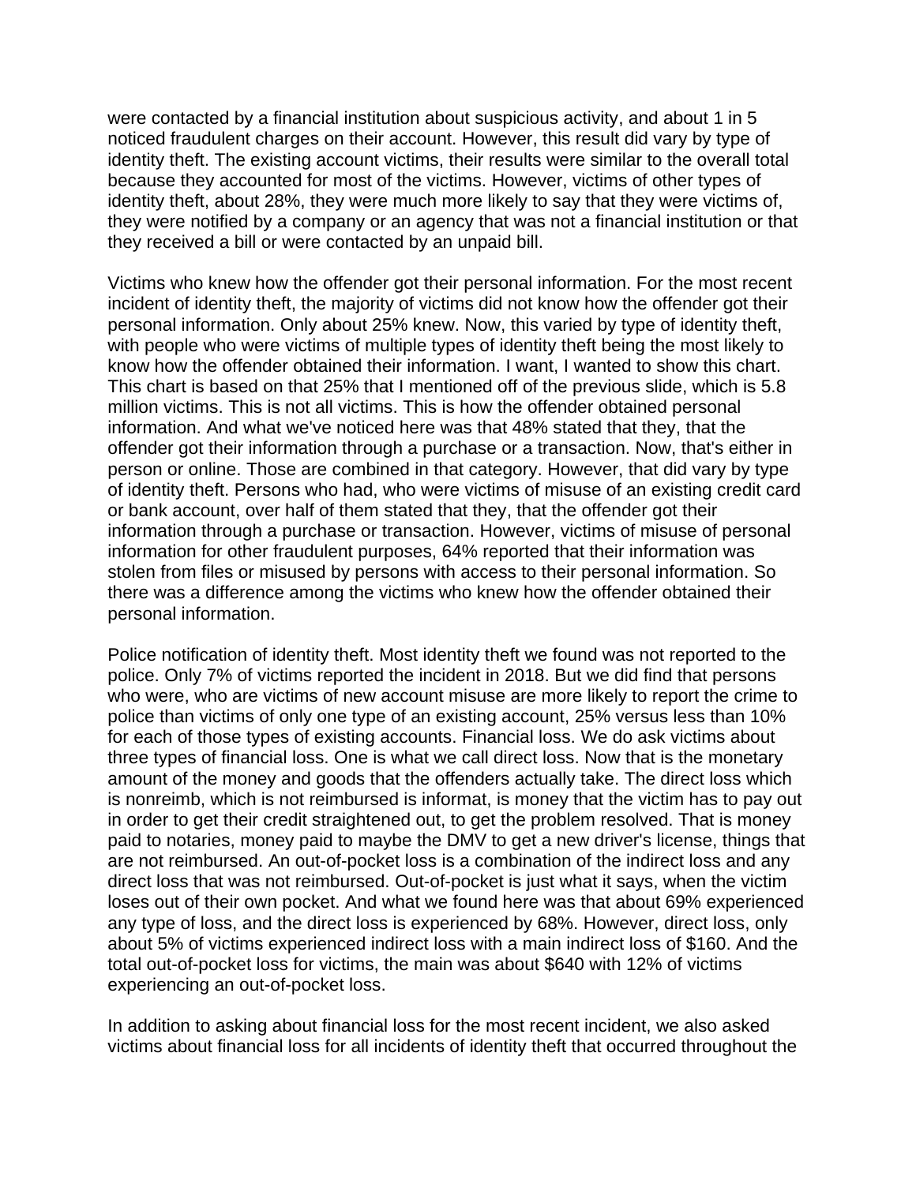were contacted by a financial institution about suspicious activity, and about 1 in 5 noticed fraudulent charges on their account. However, this result did vary by type of identity theft. The existing account victims, their results were similar to the overall total because they accounted for most of the victims. However, victims of other types of identity theft, about 28%, they were much more likely to say that they were victims of, they were notified by a company or an agency that was not a financial institution or that they received a bill or were contacted by an unpaid bill.

Victims who knew how the offender got their personal information. For the most recent incident of identity theft, the majority of victims did not know how the offender got their personal information. Only about 25% knew. Now, this varied by type of identity theft, with people who were victims of multiple types of identity theft being the most likely to know how the offender obtained their information. I want, I wanted to show this chart. This chart is based on that 25% that I mentioned off of the previous slide, which is 5.8 million victims. This is not all victims. This is how the offender obtained personal information. And what we've noticed here was that 48% stated that they, that the offender got their information through a purchase or a transaction. Now, that's either in person or online. Those are combined in that category. However, that did vary by type of identity theft. Persons who had, who were victims of misuse of an existing credit card or bank account, over half of them stated that they, that the offender got their information through a purchase or transaction. However, victims of misuse of personal information for other fraudulent purposes, 64% reported that their information was stolen from files or misused by persons with access to their personal information. So there was a difference among the victims who knew how the offender obtained their personal information.

Police notification of identity theft. Most identity theft we found was not reported to the police. Only 7% of victims reported the incident in 2018. But we did find that persons who were, who are victims of new account misuse are more likely to report the crime to police than victims of only one type of an existing account, 25% versus less than 10% for each of those types of existing accounts. Financial loss. We do ask victims about three types of financial loss. One is what we call direct loss. Now that is the monetary amount of the money and goods that the offenders actually take. The direct loss which is nonreimb, which is not reimbursed is informat, is money that the victim has to pay out in order to get their credit straightened out, to get the problem resolved. That is money paid to notaries, money paid to maybe the DMV to get a new driver's license, things that are not reimbursed. An out-of-pocket loss is a combination of the indirect loss and any direct loss that was not reimbursed. Out-of-pocket is just what it says, when the victim loses out of their own pocket. And what we found here was that about 69% experienced any type of loss, and the direct loss is experienced by 68%. However, direct loss, only about 5% of victims experienced indirect loss with a main indirect loss of $160. And the total out-of-pocket loss for victims, the main was about $640 with 12% of victims experiencing an out-of-pocket loss.

In addition to asking about financial loss for the most recent incident, we also asked victims about financial loss for all incidents of identity theft that occurred throughout the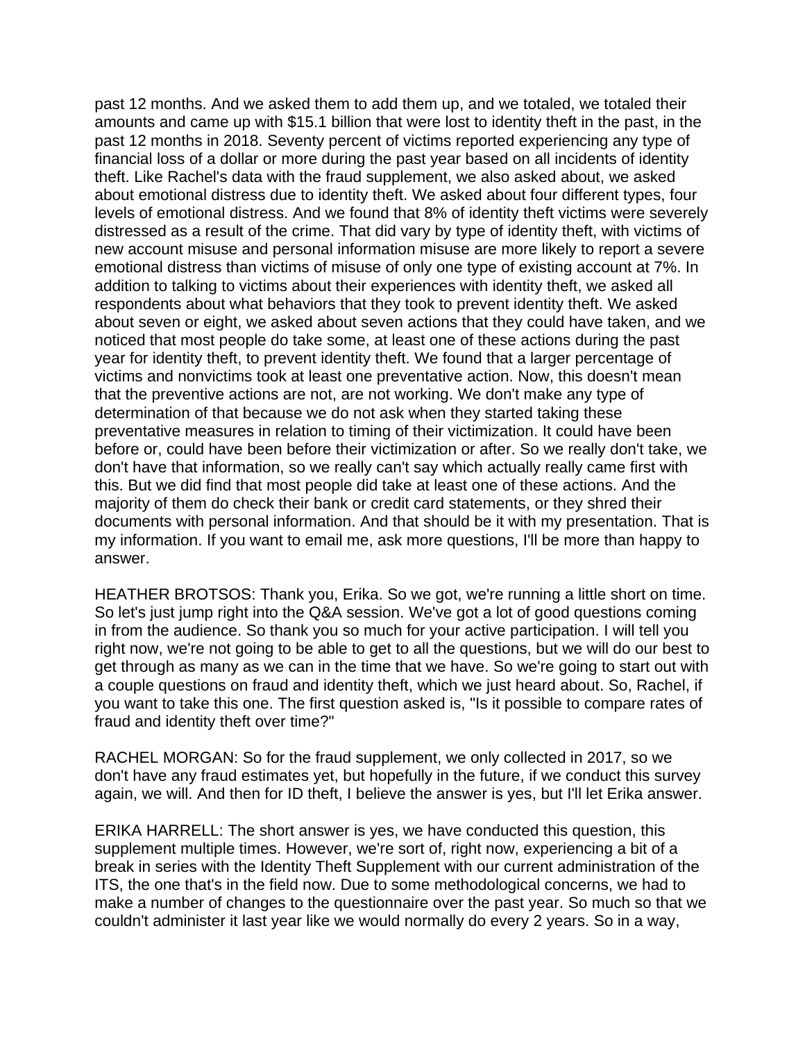past 12 months. And we asked them to add them up, and we totaled, we totaled their amounts and came up with $15.1 billion that were lost to identity theft in the past, in the past 12 months in 2018. Seventy percent of victims reported experiencing any type of financial loss of a dollar or more during the past year based on all incidents of identity theft. Like Rachel's data with the fraud supplement, we also asked about, we asked about emotional distress due to identity theft. We asked about four different types, four levels of emotional distress. And we found that 8% of identity theft victims were severely distressed as a result of the crime. That did vary by type of identity theft, with victims of new account misuse and personal information misuse are more likely to report a severe emotional distress than victims of misuse of only one type of existing account at 7%. In addition to talking to victims about their experiences with identity theft, we asked all respondents about what behaviors that they took to prevent identity theft. We asked about seven or eight, we asked about seven actions that they could have taken, and we noticed that most people do take some, at least one of these actions during the past year for identity theft, to prevent identity theft. We found that a larger percentage of victims and nonvictims took at least one preventative action. Now, this doesn't mean that the preventive actions are not, are not working. We don't make any type of determination of that because we do not ask when they started taking these preventative measures in relation to timing of their victimization. It could have been before or, could have been before their victimization or after. So we really don't take, we don't have that information, so we really can't say which actually really came first with this. But we did find that most people did take at least one of these actions. And the majority of them do check their bank or credit card statements, or they shred their documents with personal information. And that should be it with my presentation. That is my information. If you want to email me, ask more questions, I'll be more than happy to answer.

HEATHER BROTSOS: Thank you, Erika. So we got, we're running a little short on time. So let's just jump right into the Q&A session. We've got a lot of good questions coming in from the audience. So thank you so much for your active participation. I will tell you right now, we're not going to be able to get to all the questions, but we will do our best to get through as many as we can in the time that we have. So we're going to start out with a couple questions on fraud and identity theft, which we just heard about. So, Rachel, if you want to take this one. The first question asked is, "Is it possible to compare rates of fraud and identity theft over time?"

RACHEL MORGAN: So for the fraud supplement, we only collected in 2017, so we don't have any fraud estimates yet, but hopefully in the future, if we conduct this survey again, we will. And then for ID theft, I believe the answer is yes, but I'll let Erika answer.

ERIKA HARRELL: The short answer is yes, we have conducted this question, this supplement multiple times. However, we're sort of, right now, experiencing a bit of a break in series with the Identity Theft Supplement with our current administration of the ITS, the one that's in the field now. Due to some methodological concerns, we had to make a number of changes to the questionnaire over the past year. So much so that we couldn't administer it last year like we would normally do every 2 years. So in a way,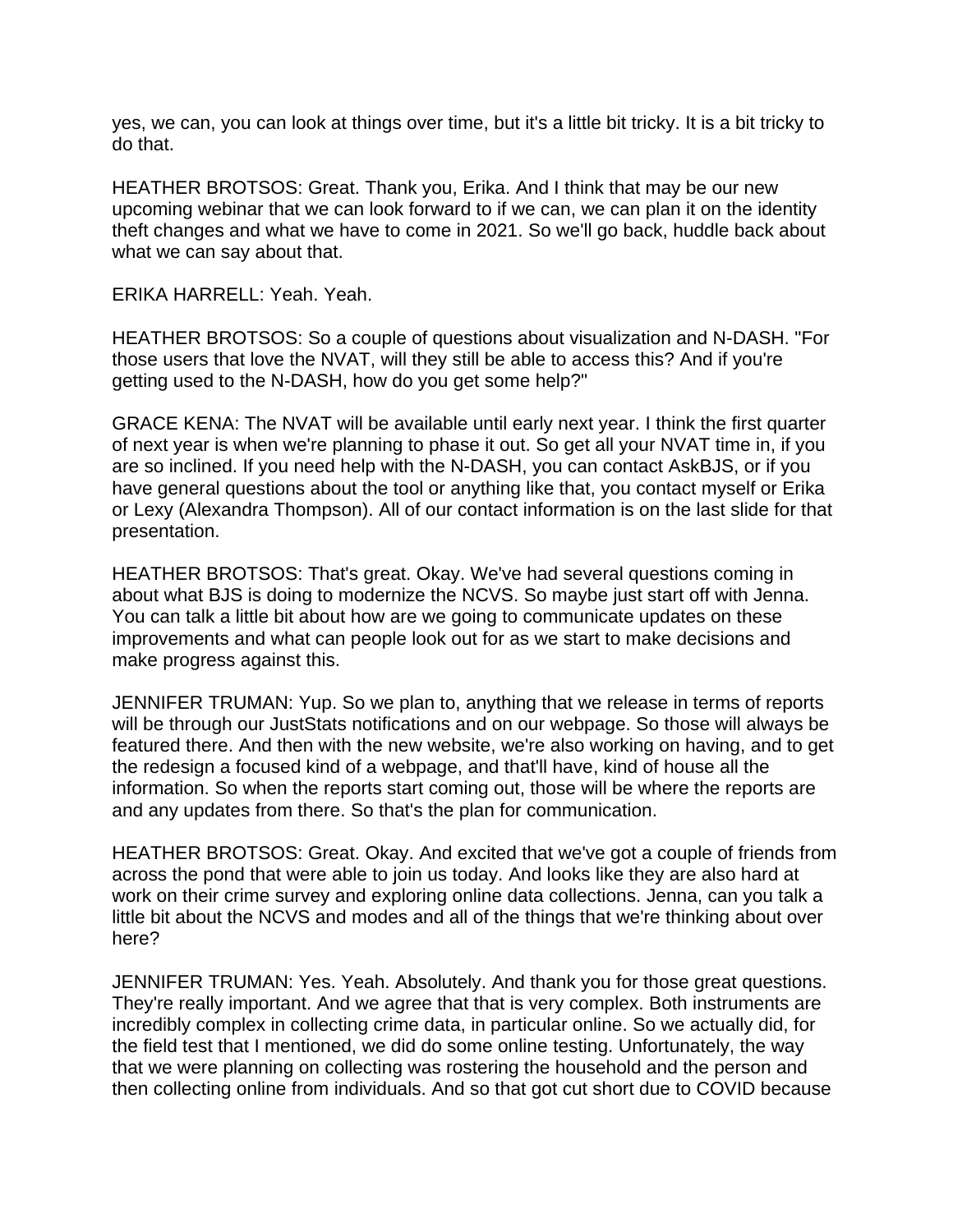yes, we can, you can look at things over time, but it's a little bit tricky. It is a bit tricky to do that.

HEATHER BROTSOS: Great. Thank you, Erika. And I think that may be our new upcoming webinar that we can look forward to if we can, we can plan it on the identity theft changes and what we have to come in 2021. So we'll go back, huddle back about what we can say about that.

ERIKA HARRELL: Yeah. Yeah.

HEATHER BROTSOS: So a couple of questions about visualization and N-DASH. "For those users that love the NVAT, will they still be able to access this? And if you're getting used to the N-DASH, how do you get some help?"

GRACE KENA: The NVAT will be available until early next year. I think the first quarter of next year is when we're planning to phase it out. So get all your NVAT time in, if you are so inclined. If you need help with the N-DASH, you can contact AskBJS, or if you have general questions about the tool or anything like that, you contact myself or Erika or Lexy (Alexandra Thompson). All of our contact information is on the last slide for that presentation.

HEATHER BROTSOS: That's great. Okay. We've had several questions coming in about what BJS is doing to modernize the NCVS. So maybe just start off with Jenna. You can talk a little bit about how are we going to communicate updates on these improvements and what can people look out for as we start to make decisions and make progress against this.

JENNIFER TRUMAN: Yup. So we plan to, anything that we release in terms of reports will be through our JustStats notifications and on our webpage. So those will always be featured there. And then with the new website, we're also working on having, and to get the redesign a focused kind of a webpage, and that'll have, kind of house all the information. So when the reports start coming out, those will be where the reports are and any updates from there. So that's the plan for communication.

HEATHER BROTSOS: Great. Okay. And excited that we've got a couple of friends from across the pond that were able to join us today. And looks like they are also hard at work on their crime survey and exploring online data collections. Jenna, can you talk a little bit about the NCVS and modes and all of the things that we're thinking about over here?

JENNIFER TRUMAN: Yes. Yeah. Absolutely. And thank you for those great questions. They're really important. And we agree that that is very complex. Both instruments are incredibly complex in collecting crime data, in particular online. So we actually did, for the field test that I mentioned, we did do some online testing. Unfortunately, the way that we were planning on collecting was rostering the household and the person and then collecting online from individuals. And so that got cut short due to COVID because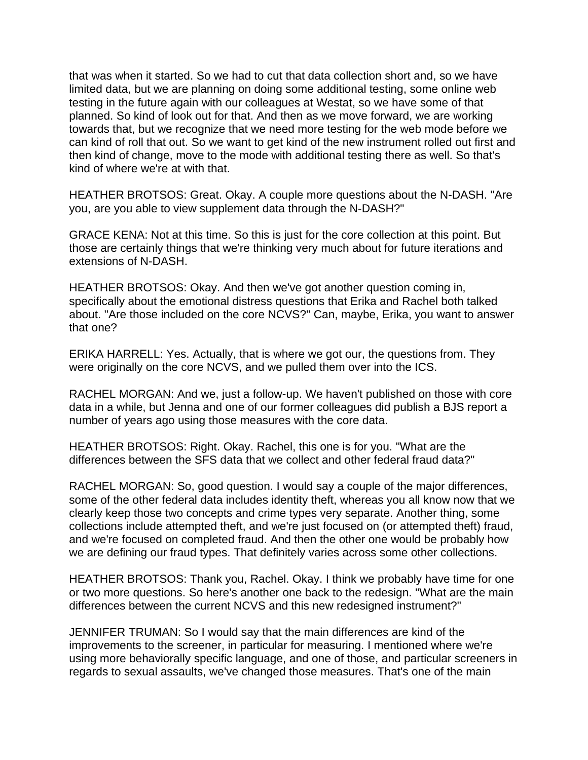that was when it started. So we had to cut that data collection short and, so we have limited data, but we are planning on doing some additional testing, some online web testing in the future again with our colleagues at Westat, so we have some of that planned. So kind of look out for that. And then as we move forward, we are working towards that, but we recognize that we need more testing for the web mode before we can kind of roll that out. So we want to get kind of the new instrument rolled out first and then kind of change, move to the mode with additional testing there as well. So that's kind of where we're at with that.

HEATHER BROTSOS: Great. Okay. A couple more questions about the N-DASH. "Are you, are you able to view supplement data through the N-DASH?"

GRACE KENA: Not at this time. So this is just for the core collection at this point. But those are certainly things that we're thinking very much about for future iterations and extensions of N-DASH.

HEATHER BROTSOS: Okay. And then we've got another question coming in, specifically about the emotional distress questions that Erika and Rachel both talked about. "Are those included on the core NCVS?" Can, maybe, Erika, you want to answer that one?

ERIKA HARRELL: Yes. Actually, that is where we got our, the questions from. They were originally on the core NCVS, and we pulled them over into the ICS.

RACHEL MORGAN: And we, just a follow-up. We haven't published on those with core data in a while, but Jenna and one of our former colleagues did publish a BJS report a number of years ago using those measures with the core data.

HEATHER BROTSOS: Right. Okay. Rachel, this one is for you. "What are the differences between the SFS data that we collect and other federal fraud data?"

RACHEL MORGAN: So, good question. I would say a couple of the major differences, some of the other federal data includes identity theft, whereas you all know now that we clearly keep those two concepts and crime types very separate. Another thing, some collections include attempted theft, and we're just focused on (or attempted theft) fraud, and we're focused on completed fraud. And then the other one would be probably how we are defining our fraud types. That definitely varies across some other collections.

HEATHER BROTSOS: Thank you, Rachel. Okay. I think we probably have time for one or two more questions. So here's another one back to the redesign. "What are the main differences between the current NCVS and this new redesigned instrument?"

JENNIFER TRUMAN: So I would say that the main differences are kind of the improvements to the screener, in particular for measuring. I mentioned where we're using more behaviorally specific language, and one of those, and particular screeners in regards to sexual assaults, we've changed those measures. That's one of the main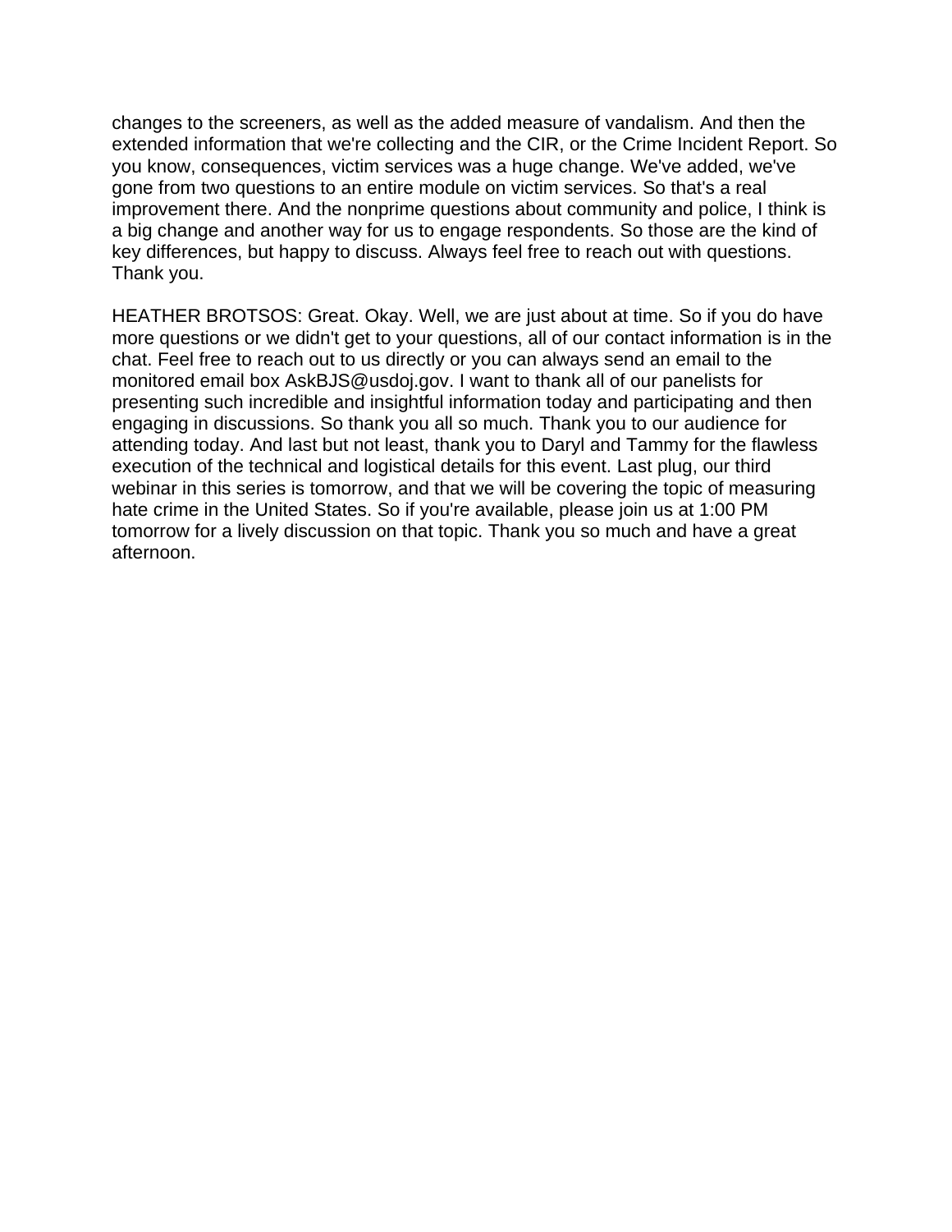changes to the screeners, as well as the added measure of vandalism. And then the extended information that we're collecting and the CIR, or the Crime Incident Report. So you know, consequences, victim services was a huge change. We've added, we've gone from two questions to an entire module on victim services. So that's a real improvement there. And the nonprime questions about community and police, I think is a big change and another way for us to engage respondents. So those are the kind of key differences, but happy to discuss. Always feel free to reach out with questions. Thank you.

HEATHER BROTSOS: Great. Okay. Well, we are just about at time. So if you do have more questions or we didn't get to your questions, all of our contact information is in the chat. Feel free to reach out to us directly or you can always send an email to the monitored email box AskBJS@usdoj.gov. I want to thank all of our panelists for presenting such incredible and insightful information today and participating and then engaging in discussions. So thank you all so much. Thank you to our audience for attending today. And last but not least, thank you to Daryl and Tammy for the flawless execution of the technical and logistical details for this event. Last plug, our third webinar in this series is tomorrow, and that we will be covering the topic of measuring hate crime in the United States. So if you're available, please join us at 1:00 PM tomorrow for a lively discussion on that topic. Thank you so much and have a great afternoon.